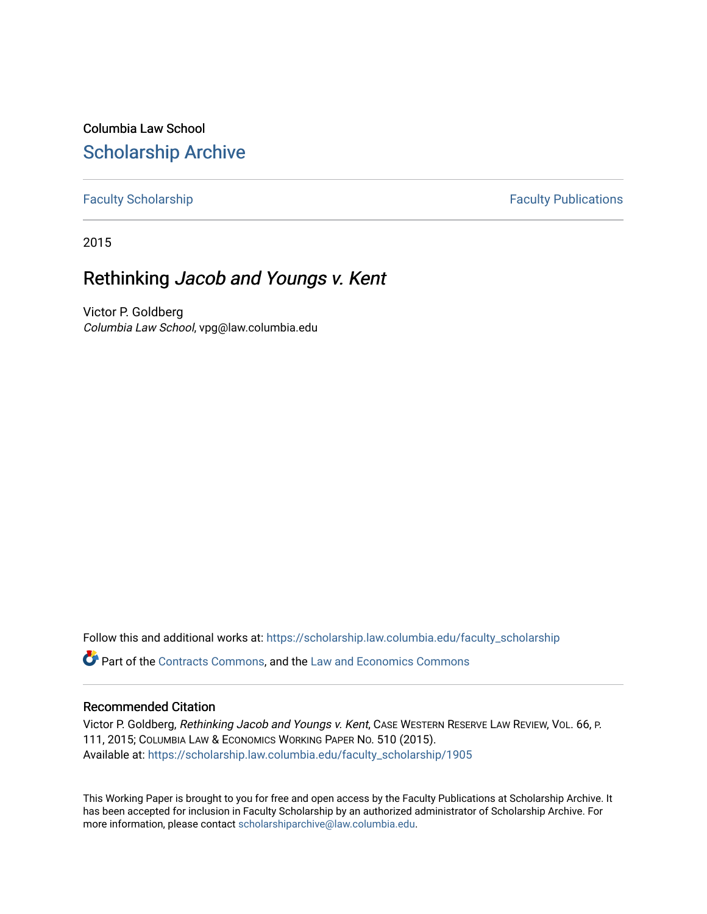Columbia Law School

## Scholarship Archive

Faculty Scholarship | Faculty Publications

2015

# Rethinking *Jacob and Youngs v. Kent*

Victor P. Goldberg
*Columbia Law School*, vpg@law.columbia.edu

Follow this and additional works at: https://scholarship.law.columbia.edu/faculty_scholarship

Part of the Contracts Commons, and the Law and Economics Commons

### Recommended Citation

Victor P. Goldberg, *Rethinking Jacob and Youngs v. Kent*, Case Western Reserve Law Review, Vol. 66, p. 111, 2015; Columbia Law & Economics Working Paper No. 510 (2015).
Available at: https://scholarship.law.columbia.edu/faculty_scholarship/1905

This Working Paper is brought to you for free and open access by the Faculty Publications at Scholarship Archive. It has been accepted for inclusion in Faculty Scholarship by an authorized administrator of Scholarship Archive. For more information, please contact scholarshiparchive@law.columbia.edu.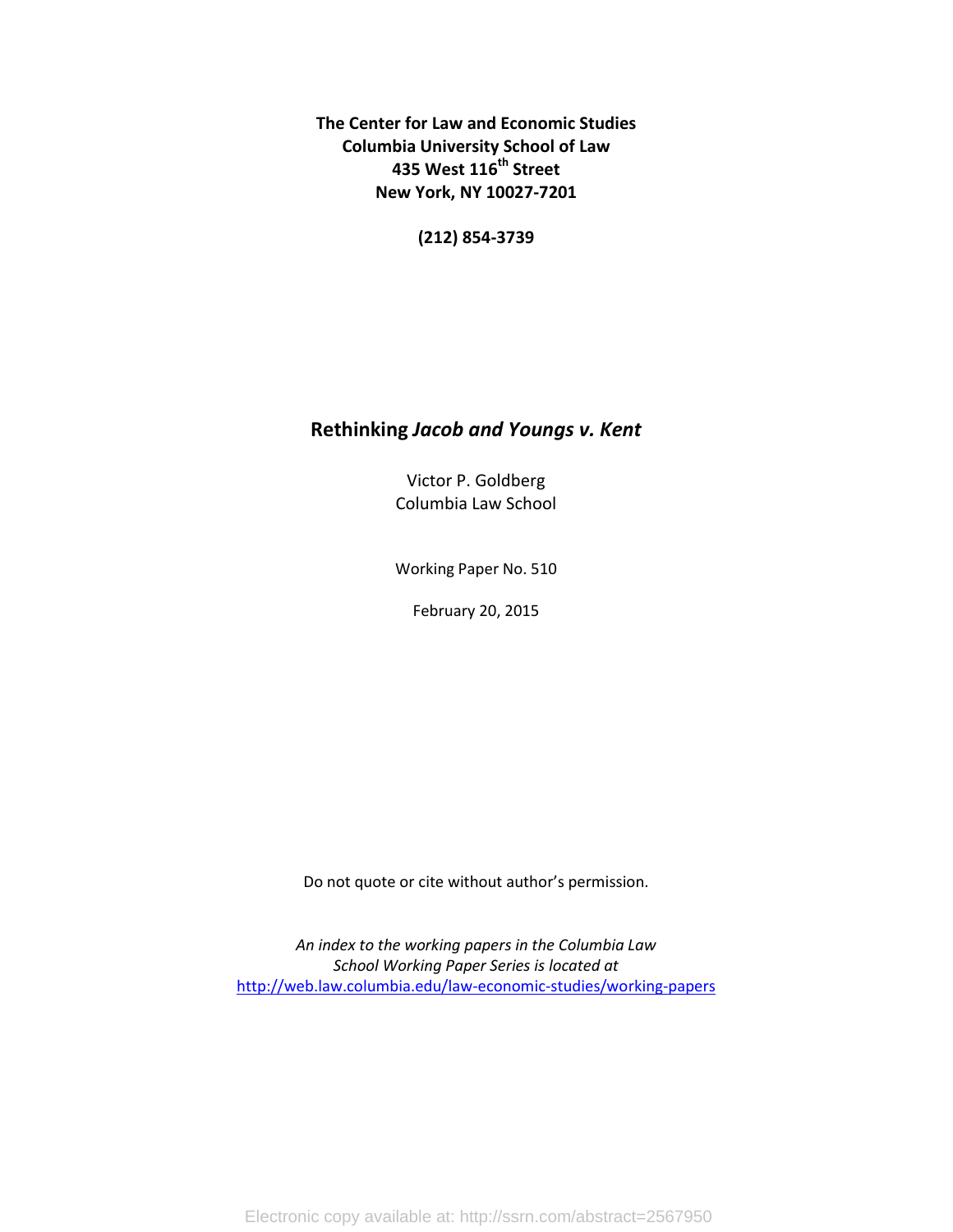**The Center for Law and Economic Studies**
**Columbia University School of Law**
**435 West 116th Street**
**New York, NY 10027-7201**

**(212) 854-3739**

# Rethinking *Jacob and Youngs v. Kent*

Victor P. Goldberg
Columbia Law School

Working Paper No. 510

February 20, 2015

Do not quote or cite without author's permission.

*An index to the working papers in the Columbia Law School Working Paper Series is located at* http://web.law.columbia.edu/law-economic-studies/working-papers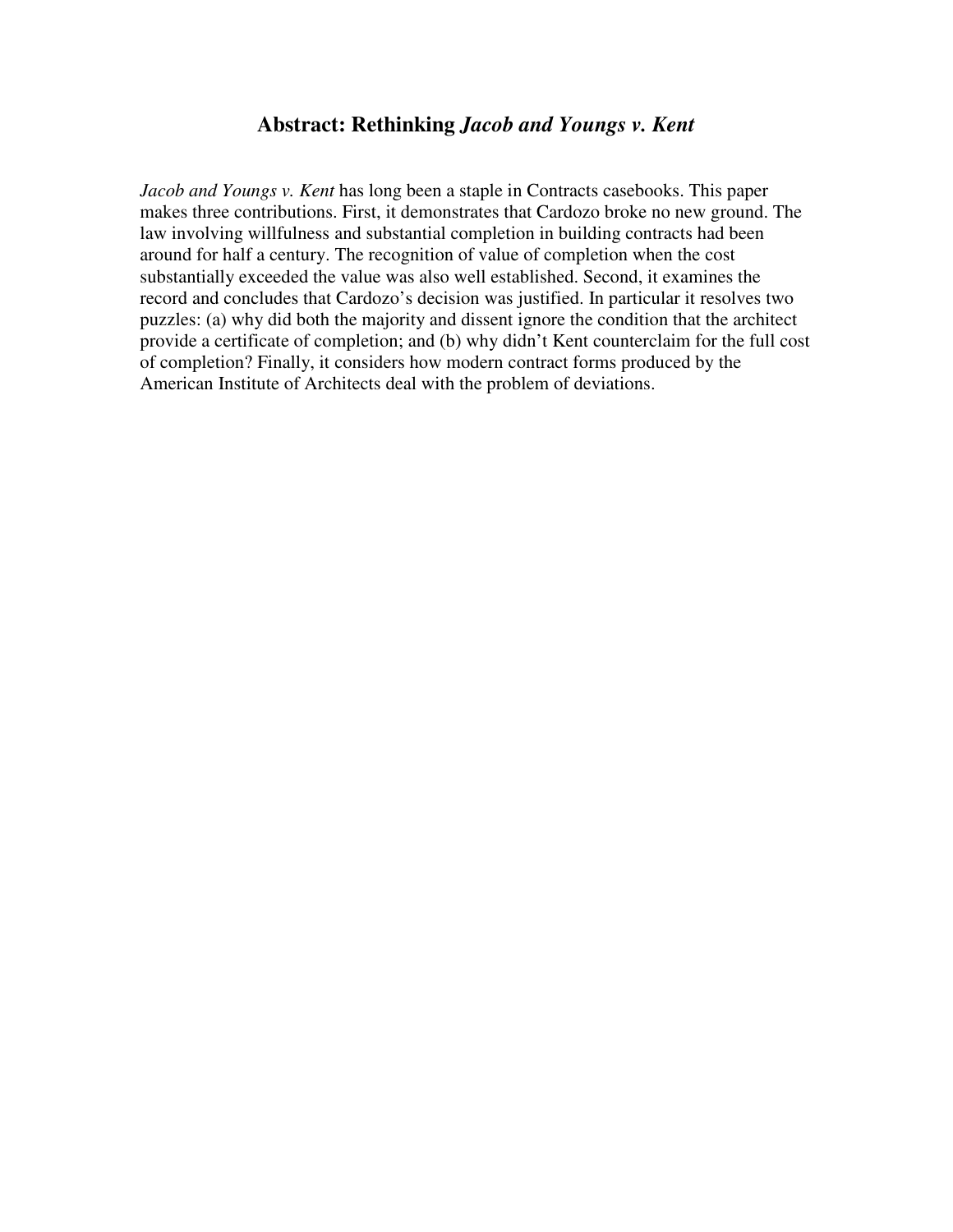# Abstract: Rethinking *Jacob and Youngs v. Kent*

*Jacob and Youngs v. Kent* has long been a staple in Contracts casebooks. This paper makes three contributions. First, it demonstrates that Cardozo broke no new ground. The law involving willfulness and substantial completion in building contracts had been around for half a century. The recognition of value of completion when the cost substantially exceeded the value was also well established. Second, it examines the record and concludes that Cardozo's decision was justified. In particular it resolves two puzzles: (a) why did both the majority and dissent ignore the condition that the architect provide a certificate of completion; and (b) why didn't Kent counterclaim for the full cost of completion? Finally, it considers how modern contract forms produced by the American Institute of Architects deal with the problem of deviations.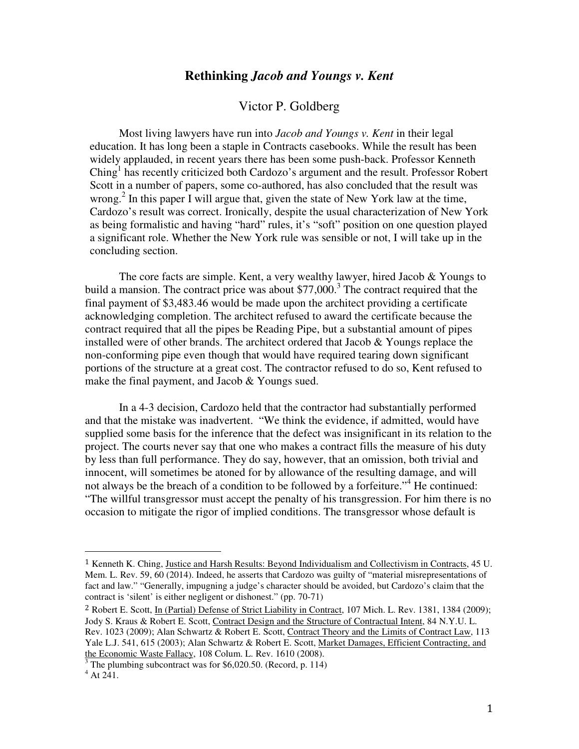# Rethinking *Jacob and Youngs v. Kent*

Victor P. Goldberg

Most living lawyers have run into *Jacob and Youngs v. Kent* in their legal education. It has long been a staple in Contracts casebooks. While the result has been widely applauded, in recent years there has been some push-back. Professor Kenneth Ching[1] has recently criticized both Cardozo's argument and the result. Professor Robert Scott in a number of papers, some co-authored, has also concluded that the result was wrong.[2] In this paper I will argue that, given the state of New York law at the time, Cardozo's result was correct. Ironically, despite the usual characterization of New York as being formalistic and having "hard" rules, it's "soft" position on one question played a significant role. Whether the New York rule was sensible or not, I will take up in the concluding section.

The core facts are simple. Kent, a very wealthy lawyer, hired Jacob & Youngs to build a mansion. The contract price was about $77,000.[3] The contract required that the final payment of $3,483.46 would be made upon the architect providing a certificate acknowledging completion. The architect refused to award the certificate because the contract required that all the pipes be Reading Pipe, but a substantial amount of pipes installed were of other brands. The architect ordered that Jacob & Youngs replace the non-conforming pipe even though that would have required tearing down significant portions of the structure at a great cost. The contractor refused to do so, Kent refused to make the final payment, and Jacob & Youngs sued.

In a 4-3 decision, Cardozo held that the contractor had substantially performed and that the mistake was inadvertent. "We think the evidence, if admitted, would have supplied some basis for the inference that the defect was insignificant in its relation to the project. The courts never say that one who makes a contract fills the measure of his duty by less than full performance. They do say, however, that an omission, both trivial and innocent, will sometimes be atoned for by allowance of the resulting damage, and will not always be the breach of a condition to be followed by a forfeiture."[4] He continued: "The willful transgressor must accept the penalty of his transgression. For him there is no occasion to mitigate the rigor of implied conditions. The transgressor whose default is

---

[1] Kenneth K. Ching, Justice and Harsh Results: Beyond Individualism and Collectivism in Contracts, 45 U. Mem. L. Rev. 59, 60 (2014). Indeed, he asserts that Cardozo was guilty of "material misrepresentations of fact and law." "Generally, impugning a judge's character should be avoided, but Cardozo's claim that the contract is 'silent' is either negligent or dishonest." (pp. 70-71)

[2] Robert E. Scott, In (Partial) Defense of Strict Liability in Contract, 107 Mich. L. Rev. 1381, 1384 (2009); Jody S. Kraus & Robert E. Scott, Contract Design and the Structure of Contractual Intent, 84 N.Y.U. L. Rev. 1023 (2009); Alan Schwartz & Robert E. Scott, Contract Theory and the Limits of Contract Law, 113 Yale L.J. 541, 615 (2003); Alan Schwartz & Robert E. Scott, Market Damages, Efficient Contracting, and the Economic Waste Fallacy, 108 Colum. L. Rev. 1610 (2008).

[3] The plumbing subcontract was for $6,020.50. (Record, p. 114)

[4] At 241.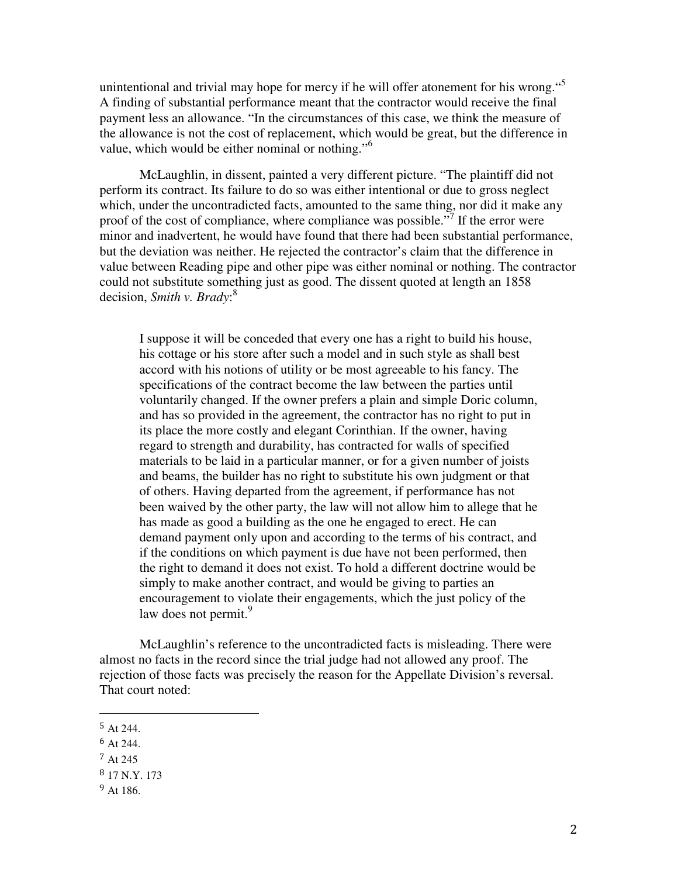unintentional and trivial may hope for mercy if he will offer atonement for his wrong."[5] A finding of substantial performance meant that the contractor would receive the final payment less an allowance. "In the circumstances of this case, we think the measure of the allowance is not the cost of replacement, which would be great, but the difference in value, which would be either nominal or nothing."[6]

McLaughlin, in dissent, painted a very different picture. "The plaintiff did not perform its contract. Its failure to do so was either intentional or due to gross neglect which, under the uncontradicted facts, amounted to the same thing, nor did it make any proof of the cost of compliance, where compliance was possible."[7] If the error were minor and inadvertent, he would have found that there had been substantial performance, but the deviation was neither. He rejected the contractor's claim that the difference in value between Reading pipe and other pipe was either nominal or nothing. The contractor could not substitute something just as good. The dissent quoted at length an 1858 decision, *Smith v. Brady*:[8]

> I suppose it will be conceded that every one has a right to build his house, his cottage or his store after such a model and in such style as shall best accord with his notions of utility or be most agreeable to his fancy. The specifications of the contract become the law between the parties until voluntarily changed. If the owner prefers a plain and simple Doric column, and has so provided in the agreement, the contractor has no right to put in its place the more costly and elegant Corinthian. If the owner, having regard to strength and durability, has contracted for walls of specified materials to be laid in a particular manner, or for a given number of joists and beams, the builder has no right to substitute his own judgment or that of others. Having departed from the agreement, if performance has not been waived by the other party, the law will not allow him to allege that he has made as good a building as the one he engaged to erect. He can demand payment only upon and according to the terms of his contract, and if the conditions on which payment is due have not been performed, then the right to demand it does not exist. To hold a different doctrine would be simply to make another contract, and would be giving to parties an encouragement to violate their engagements, which the just policy of the law does not permit.[9]

McLaughlin's reference to the uncontradicted facts is misleading. There were almost no facts in the record since the trial judge had not allowed any proof. The rejection of those facts was precisely the reason for the Appellate Division's reversal. That court noted:

---

[5] At 244.

[6] At 244.

[7] At 245

[8] 17 N.Y. 173

[9] At 186.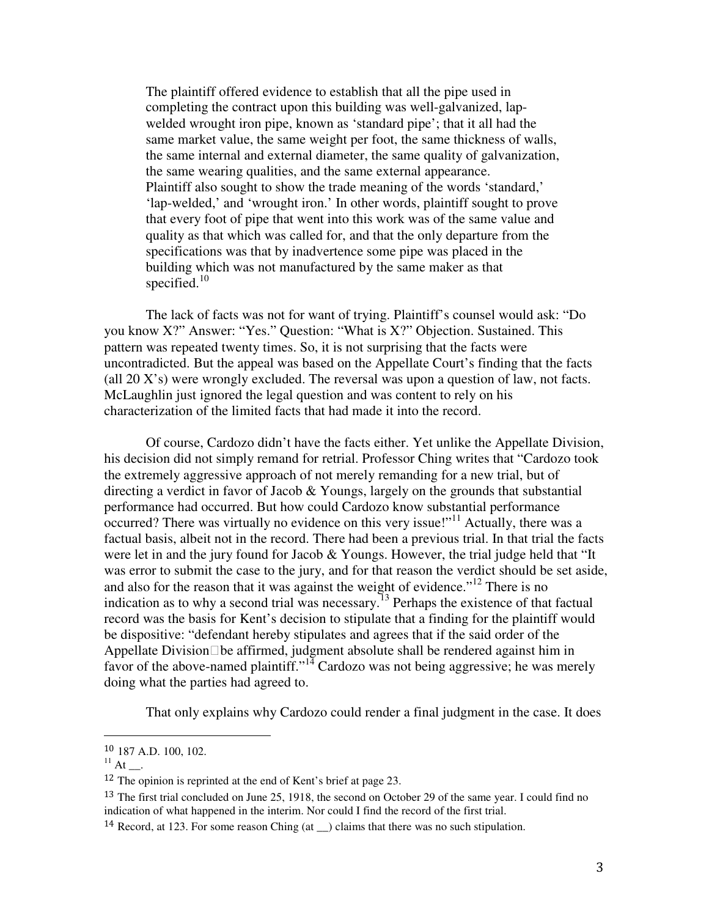> The plaintiff offered evidence to establish that all the pipe used in completing the contract upon this building was well-galvanized, lap-welded wrought iron pipe, known as 'standard pipe'; that it all had the same market value, the same weight per foot, the same thickness of walls, the same internal and external diameter, the same quality of galvanization, the same wearing qualities, and the same external appearance. Plaintiff also sought to show the trade meaning of the words 'standard,' 'lap-welded,' and 'wrought iron.' In other words, plaintiff sought to prove that every foot of pipe that went into this work was of the same value and quality as that which was called for, and that the only departure from the specifications was that by inadvertence some pipe was placed in the building which was not manufactured by the same maker as that specified.[10]

The lack of facts was not for want of trying. Plaintiff's counsel would ask: "Do you know X?" Answer: "Yes." Question: "What is X?" Objection. Sustained. This pattern was repeated twenty times. So, it is not surprising that the facts were uncontradicted. But the appeal was based on the Appellate Court's finding that the facts (all 20 X's) were wrongly excluded. The reversal was upon a question of law, not facts. McLaughlin just ignored the legal question and was content to rely on his characterization of the limited facts that had made it into the record.

Of course, Cardozo didn't have the facts either. Yet unlike the Appellate Division, his decision did not simply remand for retrial. Professor Ching writes that "Cardozo took the extremely aggressive approach of not merely remanding for a new trial, but of directing a verdict in favor of Jacob & Youngs, largely on the grounds that substantial performance had occurred. But how could Cardozo know substantial performance occurred? There was virtually no evidence on this very issue!"[11] Actually, there was a factual basis, albeit not in the record. There had been a previous trial. In that trial the facts were let in and the jury found for Jacob & Youngs. However, the trial judge held that "It was error to submit the case to the jury, and for that reason the verdict should be set aside, and also for the reason that it was against the weight of evidence."[12] There is no indication as to why a second trial was necessary.[13] Perhaps the existence of that factual record was the basis for Kent's decision to stipulate that a finding for the plaintiff would be dispositive: "defendant hereby stipulates and agrees that if the said order of the Appellate Division be affirmed, judgment absolute shall be rendered against him in favor of the above-named plaintiff."[14] Cardozo was not being aggressive; he was merely doing what the parties had agreed to.

That only explains why Cardozo could render a final judgment in the case. It does

---

[10] 187 A.D. 100, 102.

[11] At __.

[12] The opinion is reprinted at the end of Kent's brief at page 23.

[13] The first trial concluded on June 25, 1918, the second on October 29 of the same year. I could find no indication of what happened in the interim. Nor could I find the record of the first trial.

[14] Record, at 123. For some reason Ching (at __) claims that there was no such stipulation.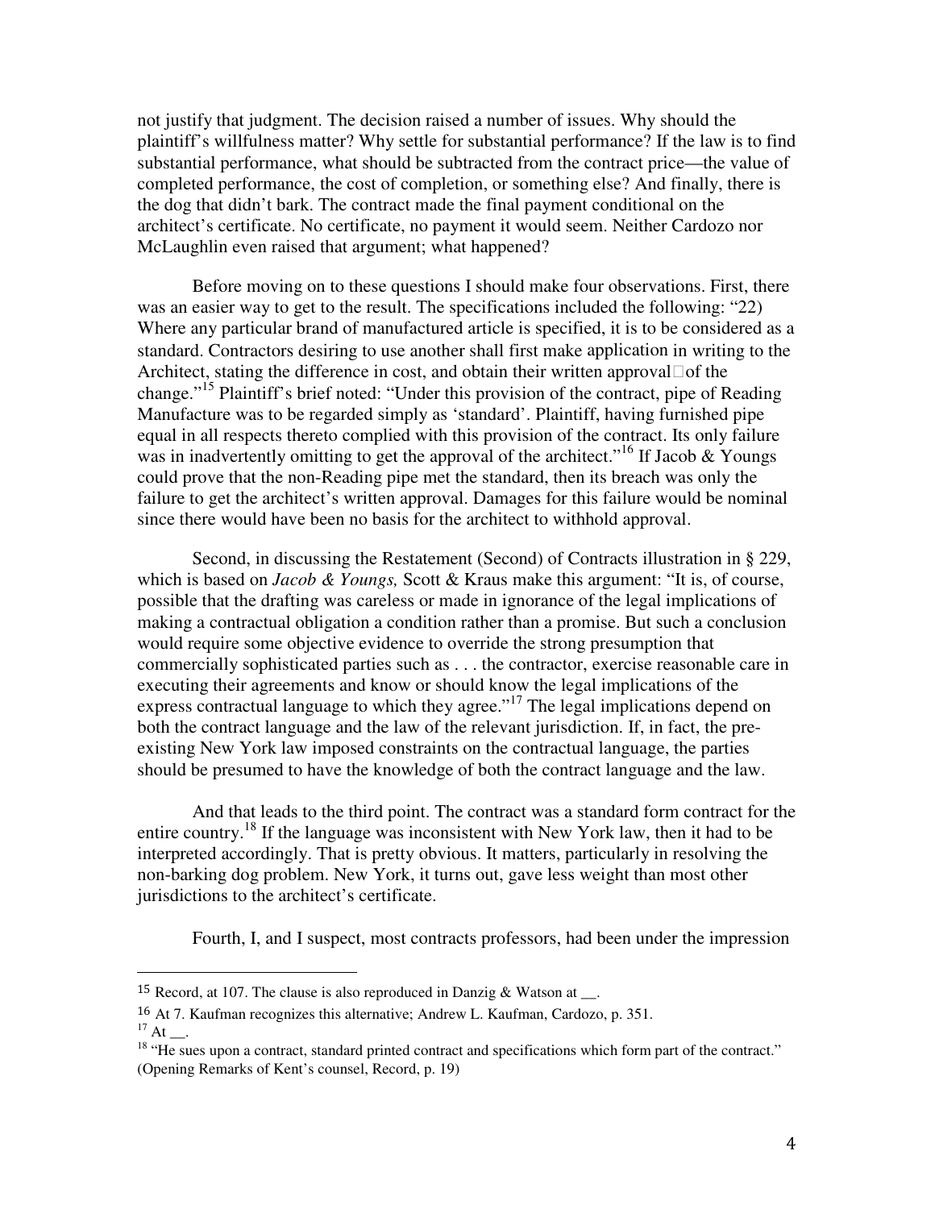not justify that judgment. The decision raised a number of issues. Why should the plaintiff's willfulness matter? Why settle for substantial performance? If the law is to find substantial performance, what should be subtracted from the contract price—the value of completed performance, the cost of completion, or something else? And finally, there is the dog that didn't bark. The contract made the final payment conditional on the architect's certificate. No certificate, no payment it would seem. Neither Cardozo nor McLaughlin even raised that argument; what happened?

Before moving on to these questions I should make four observations. First, there was an easier way to get to the result. The specifications included the following: "22) Where any particular brand of manufactured article is specified, it is to be considered as a standard. Contractors desiring to use another shall first make application in writing to the Architect, stating the difference in cost, and obtain their written approval of the change."[15] Plaintiff's brief noted: "Under this provision of the contract, pipe of Reading Manufacture was to be regarded simply as 'standard'. Plaintiff, having furnished pipe equal in all respects thereto complied with this provision of the contract. Its only failure was in inadvertently omitting to get the approval of the architect."[16] If Jacob & Youngs could prove that the non-Reading pipe met the standard, then its breach was only the failure to get the architect's written approval. Damages for this failure would be nominal since there would have been no basis for the architect to withhold approval.

Second, in discussing the Restatement (Second) of Contracts illustration in § 229, which is based on *Jacob & Youngs,* Scott & Kraus make this argument: "It is, of course, possible that the drafting was careless or made in ignorance of the legal implications of making a contractual obligation a condition rather than a promise. But such a conclusion would require some objective evidence to override the strong presumption that commercially sophisticated parties such as . . . the contractor, exercise reasonable care in executing their agreements and know or should know the legal implications of the express contractual language to which they agree."[17] The legal implications depend on both the contract language and the law of the relevant jurisdiction. If, in fact, the pre-existing New York law imposed constraints on the contractual language, the parties should be presumed to have the knowledge of both the contract language and the law.

And that leads to the third point. The contract was a standard form contract for the entire country.[18] If the language was inconsistent with New York law, then it had to be interpreted accordingly. That is pretty obvious. It matters, particularly in resolving the non-barking dog problem. New York, it turns out, gave less weight than most other jurisdictions to the architect's certificate.

Fourth, I, and I suspect, most contracts professors, had been under the impression

---

[15] Record, at 107. The clause is also reproduced in Danzig & Watson at __.

[16] At 7. Kaufman recognizes this alternative; Andrew L. Kaufman, Cardozo, p. 351.

[17] At __.

[18] "He sues upon a contract, standard printed contract and specifications which form part of the contract." (Opening Remarks of Kent's counsel, Record, p. 19)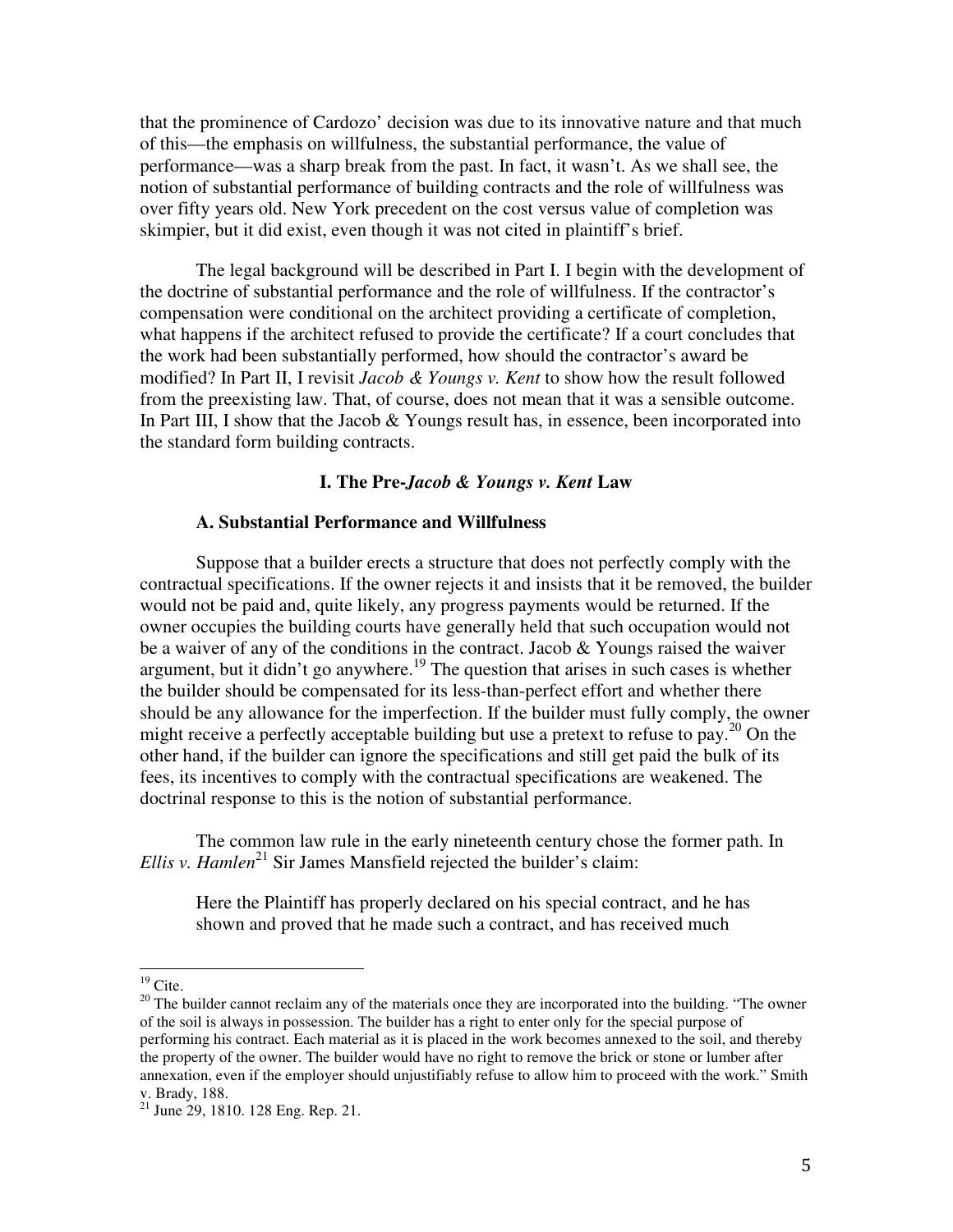that the prominence of Cardozo' decision was due to its innovative nature and that much of this—the emphasis on willfulness, the substantial performance, the value of performance—was a sharp break from the past. In fact, it wasn't. As we shall see, the notion of substantial performance of building contracts and the role of willfulness was over fifty years old. New York precedent on the cost versus value of completion was skimpier, but it did exist, even though it was not cited in plaintiff's brief.

The legal background will be described in Part I. I begin with the development of the doctrine of substantial performance and the role of willfulness. If the contractor's compensation were conditional on the architect providing a certificate of completion, what happens if the architect refused to provide the certificate? If a court concludes that the work had been substantially performed, how should the contractor's award be modified? In Part II, I revisit *Jacob & Youngs v. Kent* to show how the result followed from the preexisting law. That, of course, does not mean that it was a sensible outcome. In Part III, I show that the Jacob & Youngs result has, in essence, been incorporated into the standard form building contracts.

## I. The Pre-*Jacob & Youngs v. Kent* Law

### A. Substantial Performance and Willfulness

Suppose that a builder erects a structure that does not perfectly comply with the contractual specifications. If the owner rejects it and insists that it be removed, the builder would not be paid and, quite likely, any progress payments would be returned. If the owner occupies the building courts have generally held that such occupation would not be a waiver of any of the conditions in the contract. Jacob & Youngs raised the waiver argument, but it didn't go anywhere.[19] The question that arises in such cases is whether the builder should be compensated for its less-than-perfect effort and whether there should be any allowance for the imperfection. If the builder must fully comply, the owner might receive a perfectly acceptable building but use a pretext to refuse to pay.[20] On the other hand, if the builder can ignore the specifications and still get paid the bulk of its fees, its incentives to comply with the contractual specifications are weakened. The doctrinal response to this is the notion of substantial performance.

The common law rule in the early nineteenth century chose the former path. In *Ellis v. Hamlen*[21] Sir James Mansfield rejected the builder's claim:

> Here the Plaintiff has properly declared on his special contract, and he has shown and proved that he made such a contract, and has received much

---

[19] Cite.

[20] The builder cannot reclaim any of the materials once they are incorporated into the building. "The owner of the soil is always in possession. The builder has a right to enter only for the special purpose of performing his contract. Each material as it is placed in the work becomes annexed to the soil, and thereby the property of the owner. The builder would have no right to remove the brick or stone or lumber after annexation, even if the employer should unjustifiably refuse to allow him to proceed with the work." Smith v. Brady, 188.

[21] June 29, 1810. 128 Eng. Rep. 21.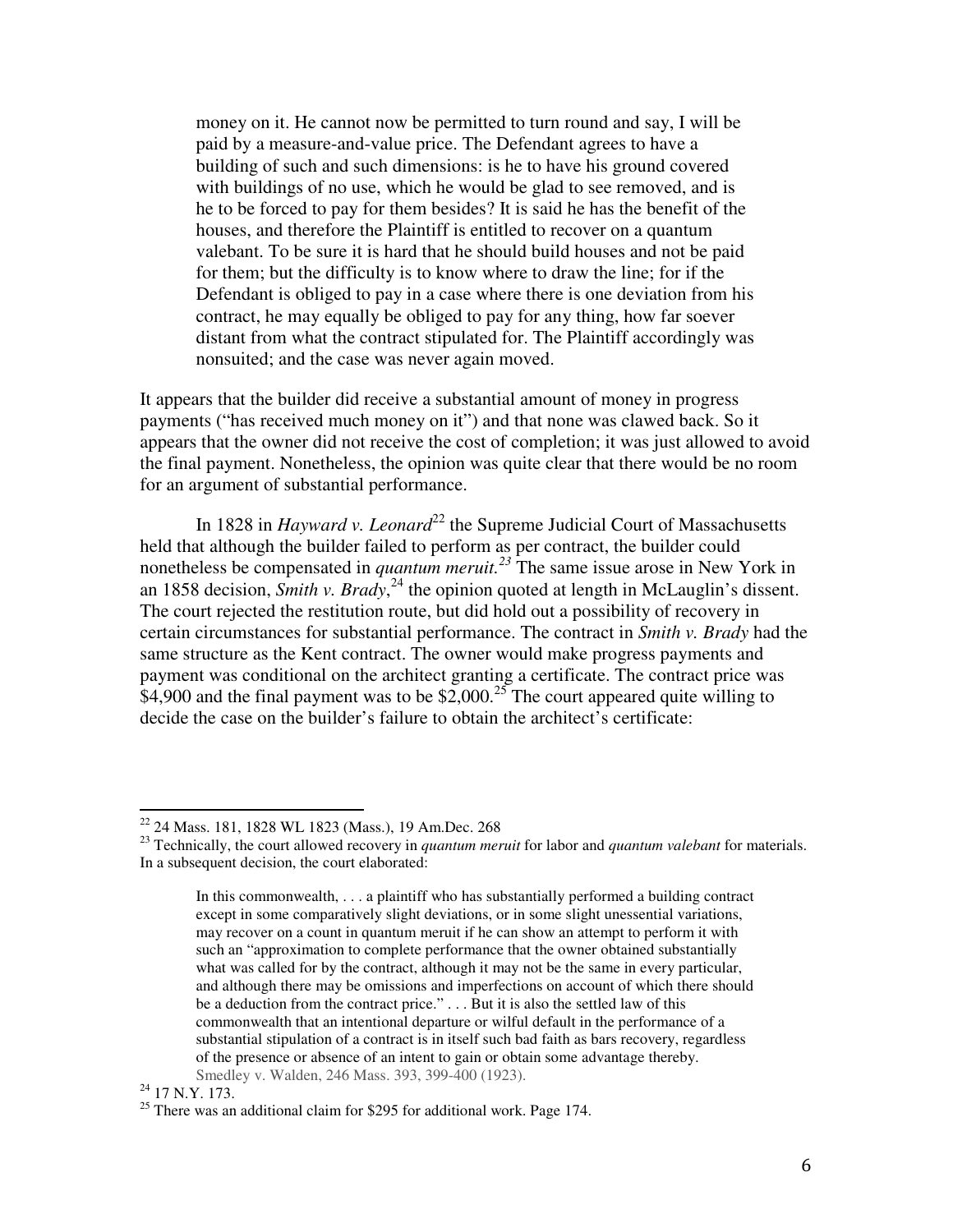> money on it. He cannot now be permitted to turn round and say, I will be paid by a measure-and-value price. The Defendant agrees to have a building of such and such dimensions: is he to have his ground covered with buildings of no use, which he would be glad to see removed, and is he to be forced to pay for them besides? It is said he has the benefit of the houses, and therefore the Plaintiff is entitled to recover on a quantum valebant. To be sure it is hard that he should build houses and not be paid for them; but the difficulty is to know where to draw the line; for if the Defendant is obliged to pay in a case where there is one deviation from his contract, he may equally be obliged to pay for any thing, how far soever distant from what the contract stipulated for. The Plaintiff accordingly was nonsuited; and the case was never again moved.

It appears that the builder did receive a substantial amount of money in progress payments ("has received much money on it") and that none was clawed back. So it appears that the owner did not receive the cost of completion; it was just allowed to avoid the final payment. Nonetheless, the opinion was quite clear that there would be no room for an argument of substantial performance.

In 1828 in *Hayward v. Leonard*[22] the Supreme Judicial Court of Massachusetts held that although the builder failed to perform as per contract, the builder could nonetheless be compensated in *quantum meruit.*[23] The same issue arose in New York in an 1858 decision, *Smith v. Brady*,[24] the opinion quoted at length in McLauglin's dissent. The court rejected the restitution route, but did hold out a possibility of recovery in certain circumstances for substantial performance. The contract in *Smith v. Brady* had the same structure as the Kent contract. The owner would make progress payments and payment was conditional on the architect granting a certificate. The contract price was $4,900 and the final payment was to be $2,000.[25] The court appeared quite willing to decide the case on the builder's failure to obtain the architect's certificate:

---

[22] 24 Mass. 181, 1828 WL 1823 (Mass.), 19 Am.Dec. 268

[23] Technically, the court allowed recovery in *quantum meruit* for labor and *quantum valebant* for materials. In a subsequent decision, the court elaborated:

> In this commonwealth, . . . a plaintiff who has substantially performed a building contract except in some comparatively slight deviations, or in some slight unessential variations, may recover on a count in quantum meruit if he can show an attempt to perform it with such an "approximation to complete performance that the owner obtained substantially what was called for by the contract, although it may not be the same in every particular, and although there may be omissions and imperfections on account of which there should be a deduction from the contract price." . . . But it is also the settled law of this commonwealth that an intentional departure or wilful default in the performance of a substantial stipulation of a contract is in itself such bad faith as bars recovery, regardless of the presence or absence of an intent to gain or obtain some advantage thereby.
> Smedley v. Walden, 246 Mass. 393, 399-400 (1923).

[24] 17 N.Y. 173.

[25] There was an additional claim for $295 for additional work. Page 174.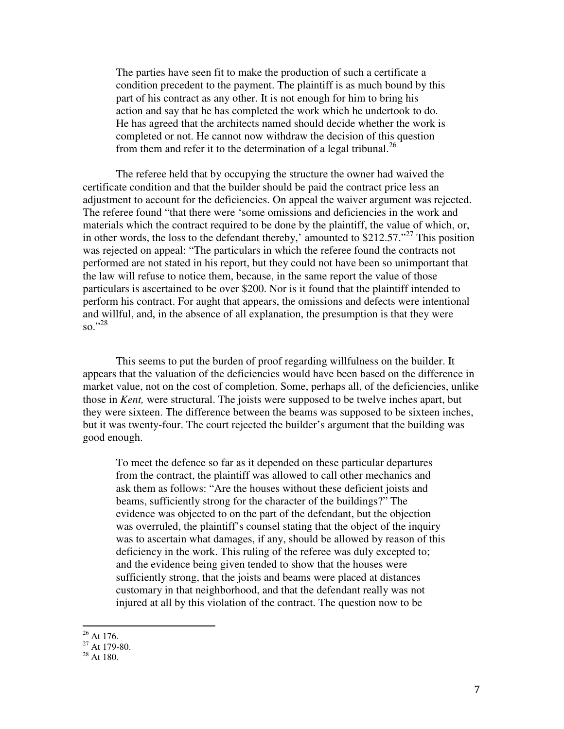> The parties have seen fit to make the production of such a certificate a condition precedent to the payment. The plaintiff is as much bound by this part of his contract as any other. It is not enough for him to bring his action and say that he has completed the work which he undertook to do. He has agreed that the architects named should decide whether the work is completed or not. He cannot now withdraw the decision of this question from them and refer it to the determination of a legal tribunal.[26]

The referee held that by occupying the structure the owner had waived the certificate condition and that the builder should be paid the contract price less an adjustment to account for the deficiencies. On appeal the waiver argument was rejected. The referee found "that there were 'some omissions and deficiencies in the work and materials which the contract required to be done by the plaintiff, the value of which, or, in other words, the loss to the defendant thereby,' amounted to $212.57."[27] This position was rejected on appeal: "The particulars in which the referee found the contracts not performed are not stated in his report, but they could not have been so unimportant that the law will refuse to notice them, because, in the same report the value of those particulars is ascertained to be over $200. Nor is it found that the plaintiff intended to perform his contract. For aught that appears, the omissions and defects were intentional and willful, and, in the absence of all explanation, the presumption is that they were so."[28]

This seems to put the burden of proof regarding willfulness on the builder. It appears that the valuation of the deficiencies would have been based on the difference in market value, not on the cost of completion. Some, perhaps all, of the deficiencies, unlike those in *Kent,* were structural. The joists were supposed to be twelve inches apart, but they were sixteen. The difference between the beams was supposed to be sixteen inches, but it was twenty-four. The court rejected the builder's argument that the building was good enough.

> To meet the defence so far as it depended on these particular departures from the contract, the plaintiff was allowed to call other mechanics and ask them as follows: "Are the houses without these deficient joists and beams, sufficiently strong for the character of the buildings?" The evidence was objected to on the part of the defendant, but the objection was overruled, the plaintiff's counsel stating that the object of the inquiry was to ascertain what damages, if any, should be allowed by reason of this deficiency in the work. This ruling of the referee was duly excepted to; and the evidence being given tended to show that the houses were sufficiently strong, that the joists and beams were placed at distances customary in that neighborhood, and that the defendant really was not injured at all by this violation of the contract. The question now to be

---

[26] At 176.

[27] At 179-80.

[28] At 180.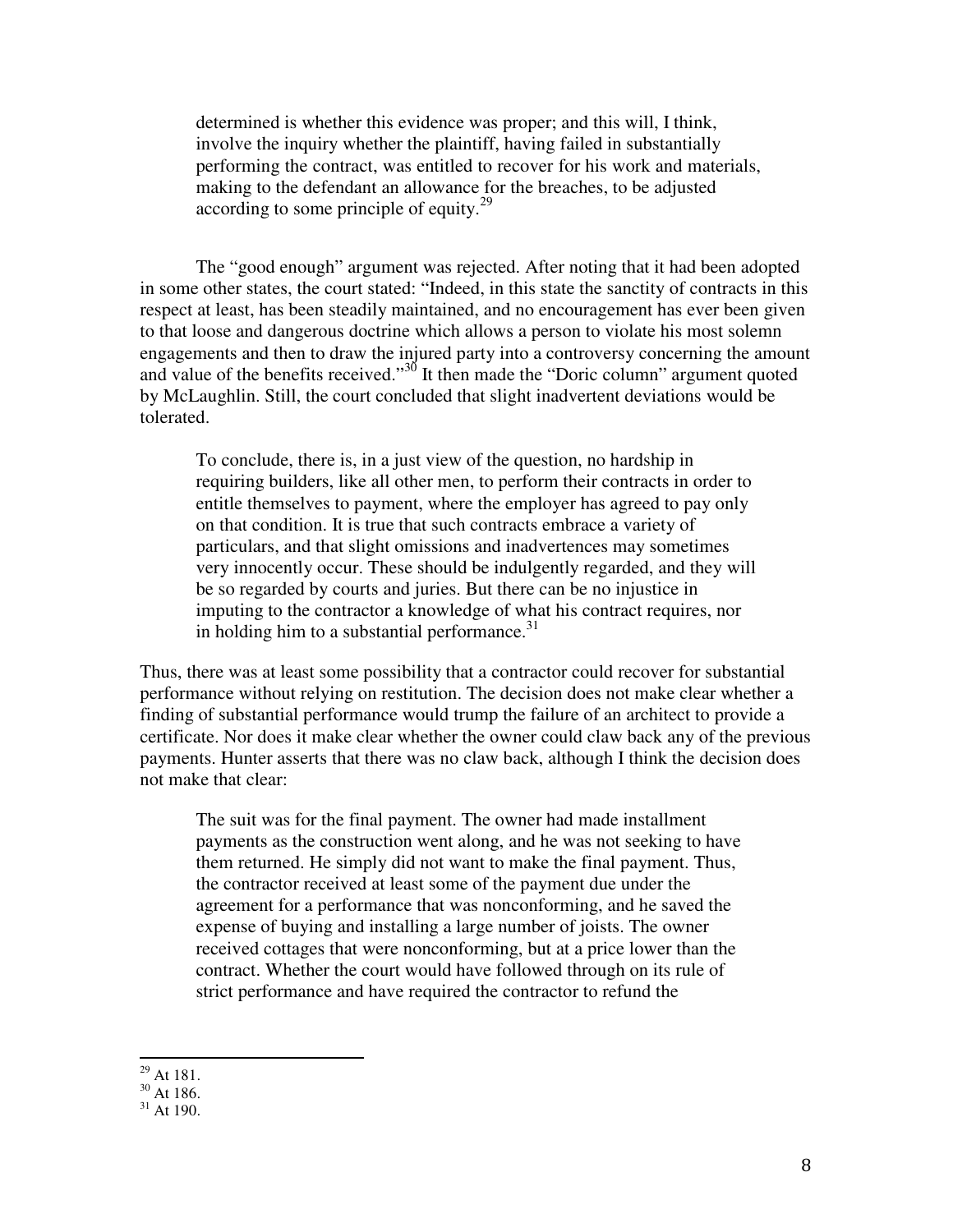> determined is whether this evidence was proper; and this will, I think, involve the inquiry whether the plaintiff, having failed in substantially performing the contract, was entitled to recover for his work and materials, making to the defendant an allowance for the breaches, to be adjusted according to some principle of equity.[29]

The "good enough" argument was rejected. After noting that it had been adopted in some other states, the court stated: "Indeed, in this state the sanctity of contracts in this respect at least, has been steadily maintained, and no encouragement has ever been given to that loose and dangerous doctrine which allows a person to violate his most solemn engagements and then to draw the injured party into a controversy concerning the amount and value of the benefits received."[30] It then made the "Doric column" argument quoted by McLaughlin. Still, the court concluded that slight inadvertent deviations would be tolerated.

> To conclude, there is, in a just view of the question, no hardship in requiring builders, like all other men, to perform their contracts in order to entitle themselves to payment, where the employer has agreed to pay only on that condition. It is true that such contracts embrace a variety of particulars, and that slight omissions and inadvertences may sometimes very innocently occur. These should be indulgently regarded, and they will be so regarded by courts and juries. But there can be no injustice in imputing to the contractor a knowledge of what his contract requires, nor in holding him to a substantial performance.[31]

Thus, there was at least some possibility that a contractor could recover for substantial performance without relying on restitution. The decision does not make clear whether a finding of substantial performance would trump the failure of an architect to provide a certificate. Nor does it make clear whether the owner could claw back any of the previous payments. Hunter asserts that there was no claw back, although I think the decision does not make that clear:

> The suit was for the final payment. The owner had made installment payments as the construction went along, and he was not seeking to have them returned. He simply did not want to make the final payment. Thus, the contractor received at least some of the payment due under the agreement for a performance that was nonconforming, and he saved the expense of buying and installing a large number of joists. The owner received cottages that were nonconforming, but at a price lower than the contract. Whether the court would have followed through on its rule of strict performance and have required the contractor to refund the

---

[29] At 181.
[30] At 186.
[31] At 190.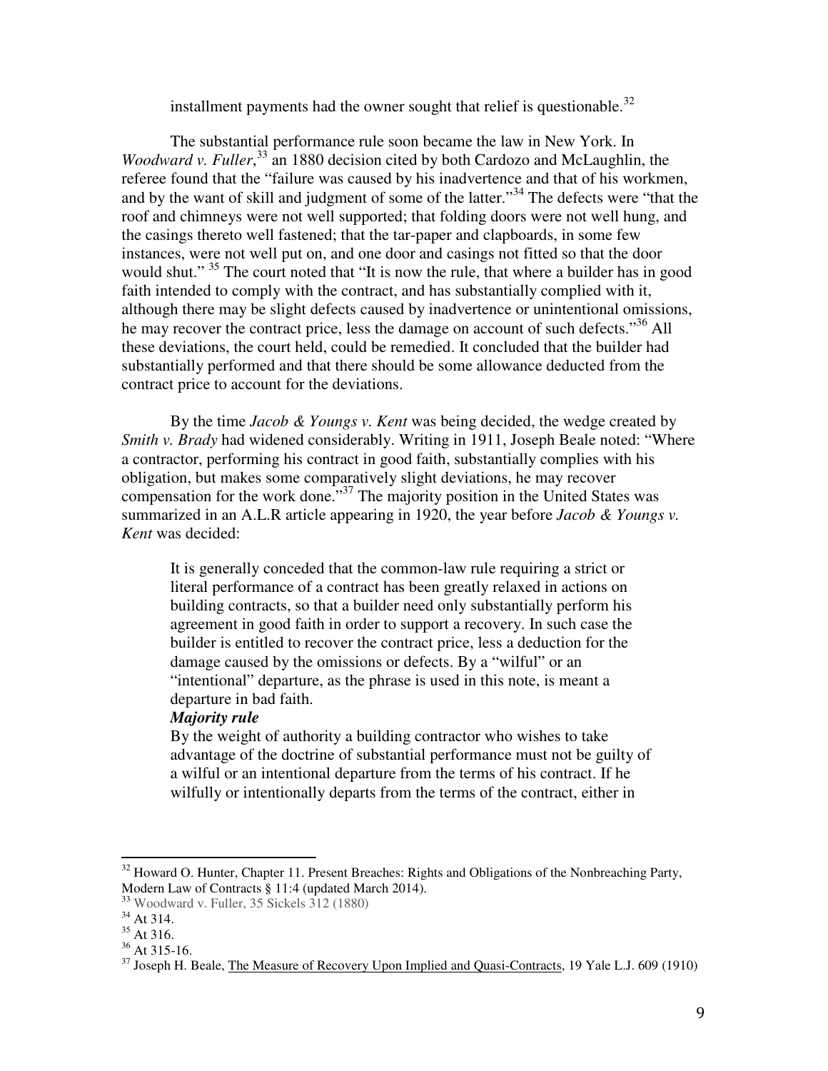installment payments had the owner sought that relief is questionable.[32]

The substantial performance rule soon became the law in New York. In *Woodward v. Fuller*,[33] an 1880 decision cited by both Cardozo and McLaughlin, the referee found that the "failure was caused by his inadvertence and that of his workmen, and by the want of skill and judgment of some of the latter."[34] The defects were "that the roof and chimneys were not well supported; that folding doors were not well hung, and the casings thereto well fastened; that the tar-paper and clapboards, in some few instances, were not well put on, and one door and casings not fitted so that the door would shut." [35] The court noted that "It is now the rule, that where a builder has in good faith intended to comply with the contract, and has substantially complied with it, although there may be slight defects caused by inadvertence or unintentional omissions, he may recover the contract price, less the damage on account of such defects."[36] All these deviations, the court held, could be remedied. It concluded that the builder had substantially performed and that there should be some allowance deducted from the contract price to account for the deviations.

By the time *Jacob & Youngs v. Kent* was being decided, the wedge created by *Smith v. Brady* had widened considerably. Writing in 1911, Joseph Beale noted: "Where a contractor, performing his contract in good faith, substantially complies with his obligation, but makes some comparatively slight deviations, he may recover compensation for the work done."[37] The majority position in the United States was summarized in an A.L.R article appearing in 1920, the year before *Jacob & Youngs v. Kent* was decided:

> It is generally conceded that the common-law rule requiring a strict or literal performance of a contract has been greatly relaxed in actions on building contracts, so that a builder need only substantially perform his agreement in good faith in order to support a recovery. In such case the builder is entitled to recover the contract price, less a deduction for the damage caused by the omissions or defects. By a "wilful" or an "intentional" departure, as the phrase is used in this note, is meant a departure in bad faith.
>
> ***Majority rule***
>
> By the weight of authority a building contractor who wishes to take advantage of the doctrine of substantial performance must not be guilty of a wilful or an intentional departure from the terms of his contract. If he wilfully or intentionally departs from the terms of the contract, either in

---

[32] Howard O. Hunter, Chapter 11. Present Breaches: Rights and Obligations of the Nonbreaching Party, Modern Law of Contracts § 11:4 (updated March 2014).

[33] Woodward v. Fuller, 35 Sickels 312 (1880)

[34] At 314.

[35] At 316.

[36] At 315-16.

[37] Joseph H. Beale, The Measure of Recovery Upon Implied and Quasi-Contracts, 19 Yale L.J. 609 (1910)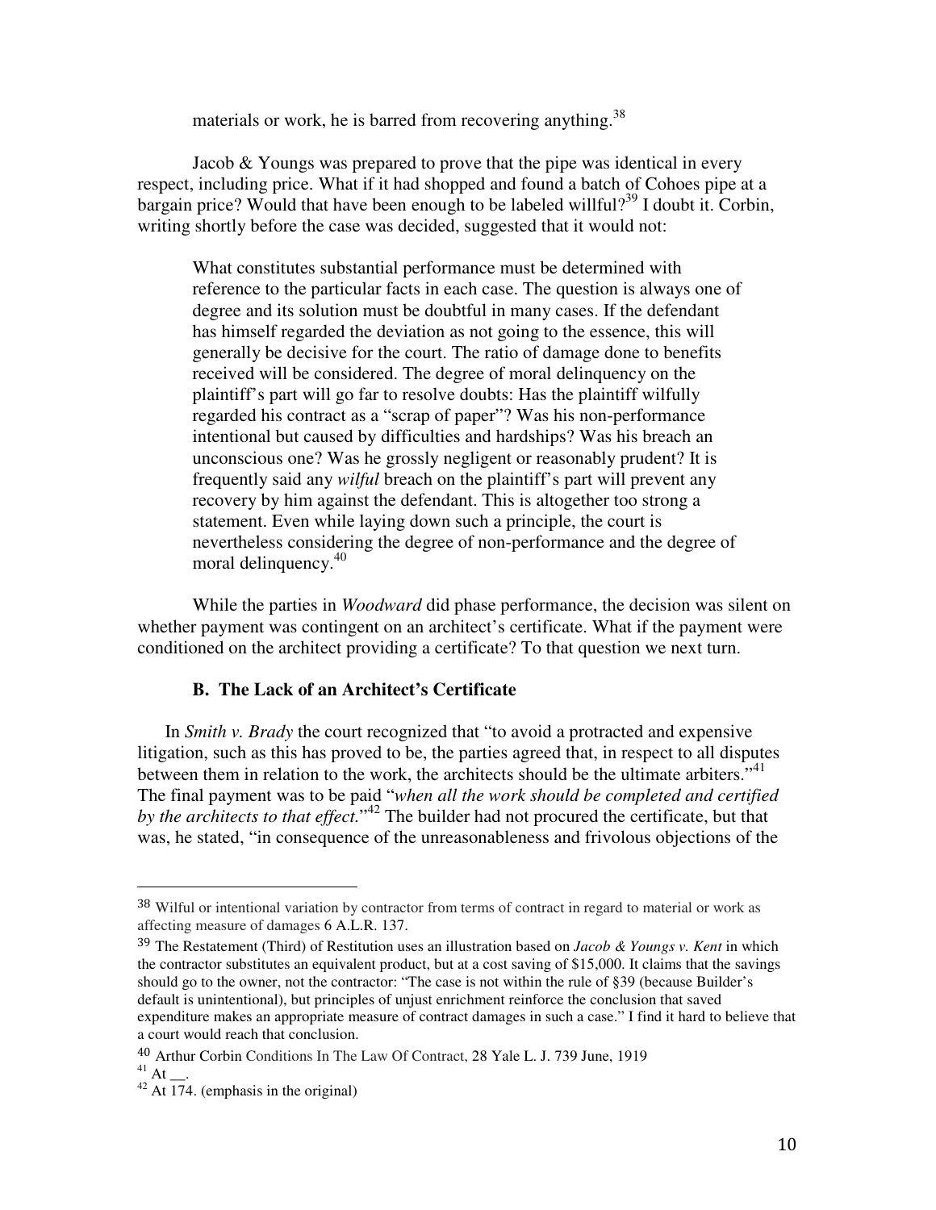materials or work, he is barred from recovering anything.[38]

Jacob & Youngs was prepared to prove that the pipe was identical in every respect, including price. What if it had shopped and found a batch of Cohoes pipe at a bargain price? Would that have been enough to be labeled willful?[39] I doubt it. Corbin, writing shortly before the case was decided, suggested that it would not:

> What constitutes substantial performance must be determined with reference to the particular facts in each case. The question is always one of degree and its solution must be doubtful in many cases. If the defendant has himself regarded the deviation as not going to the essence, this will generally be decisive for the court. The ratio of damage done to benefits received will be considered. The degree of moral delinquency on the plaintiff's part will go far to resolve doubts: Has the plaintiff wilfully regarded his contract as a "scrap of paper"? Was his non-performance intentional but caused by difficulties and hardships? Was his breach an unconscious one? Was he grossly negligent or reasonably prudent? It is frequently said any *wilful* breach on the plaintiff's part will prevent any recovery by him against the defendant. This is altogether too strong a statement. Even while laying down such a principle, the court is nevertheless considering the degree of non-performance and the degree of moral delinquency.[40]

While the parties in *Woodward* did phase performance, the decision was silent on whether payment was contingent on an architect's certificate. What if the payment were conditioned on the architect providing a certificate? To that question we next turn.

### B. The Lack of an Architect's Certificate

In *Smith v. Brady* the court recognized that "to avoid a protracted and expensive litigation, such as this has proved to be, the parties agreed that, in respect to all disputes between them in relation to the work, the architects should be the ultimate arbiters."[41] The final payment was to be paid "*when all the work should be completed and certified by the architects to that effect.*"[42] The builder had not procured the certificate, but that was, he stated, "in consequence of the unreasonableness and frivolous objections of the

---

[38] Wilful or intentional variation by contractor from terms of contract in regard to material or work as affecting measure of damages 6 A.L.R. 137.

[39] The Restatement (Third) of Restitution uses an illustration based on *Jacob & Youngs v. Kent* in which the contractor substitutes an equivalent product, but at a cost saving of $15,000. It claims that the savings should go to the owner, not the contractor: "The case is not within the rule of §39 (because Builder's default is unintentional), but principles of unjust enrichment reinforce the conclusion that saved expenditure makes an appropriate measure of contract damages in such a case." I find it hard to believe that a court would reach that conclusion.

[40] Arthur Corbin Conditions In The Law Of Contract, 28 Yale L. J. 739 June, 1919

[41] At __.

[42] At 174. (emphasis in the original)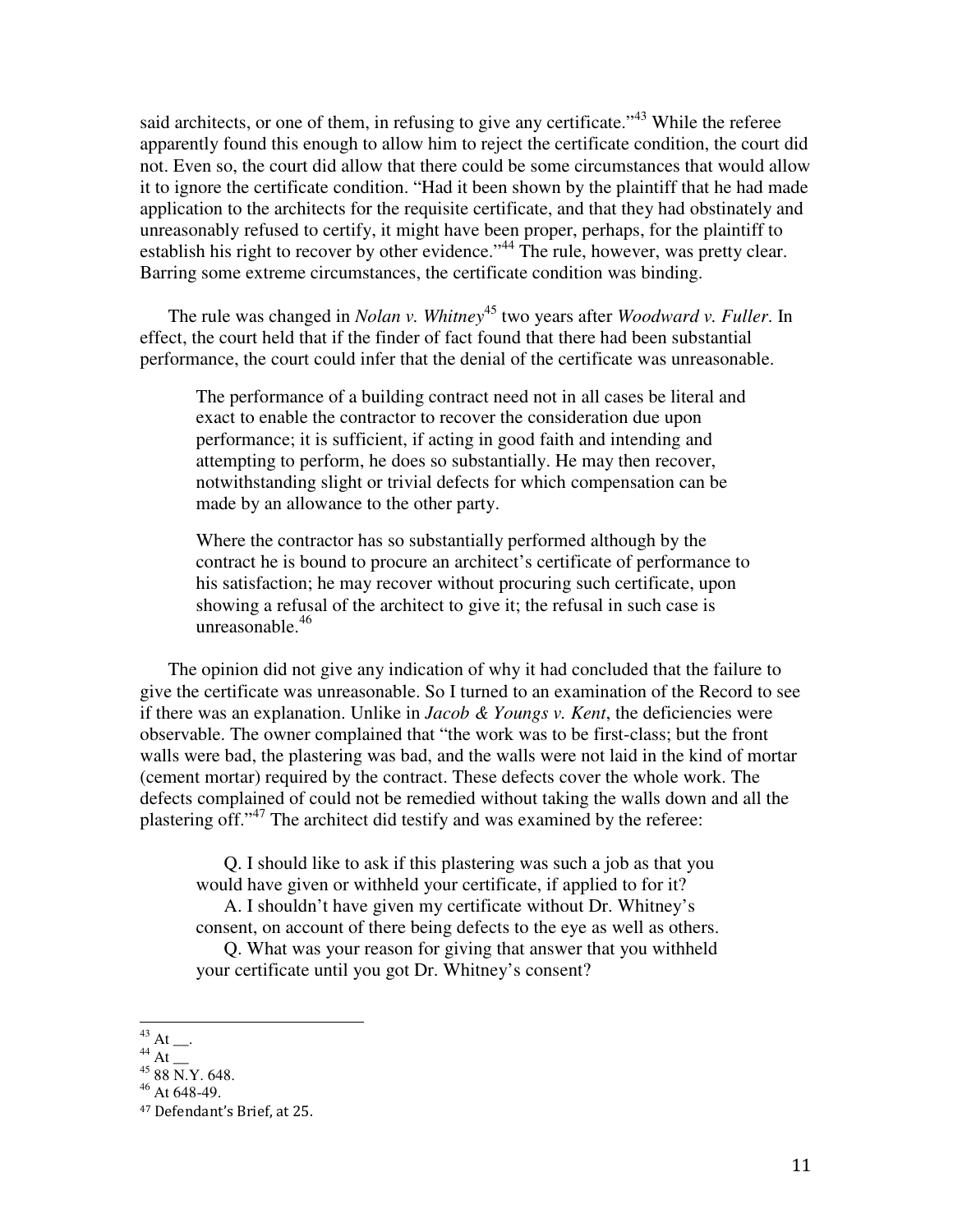said architects, or one of them, in refusing to give any certificate."[43] While the referee apparently found this enough to allow him to reject the certificate condition, the court did not. Even so, the court did allow that there could be some circumstances that would allow it to ignore the certificate condition. "Had it been shown by the plaintiff that he had made application to the architects for the requisite certificate, and that they had obstinately and unreasonably refused to certify, it might have been proper, perhaps, for the plaintiff to establish his right to recover by other evidence."[44] The rule, however, was pretty clear. Barring some extreme circumstances, the certificate condition was binding.

The rule was changed in *Nolan v. Whitney*[45] two years after *Woodward v. Fuller*. In effect, the court held that if the finder of fact found that there had been substantial performance, the court could infer that the denial of the certificate was unreasonable.

> The performance of a building contract need not in all cases be literal and exact to enable the contractor to recover the consideration due upon performance; it is sufficient, if acting in good faith and intending and attempting to perform, he does so substantially. He may then recover, notwithstanding slight or trivial defects for which compensation can be made by an allowance to the other party.
>
> Where the contractor has so substantially performed although by the contract he is bound to procure an architect's certificate of performance to his satisfaction; he may recover without procuring such certificate, upon showing a refusal of the architect to give it; the refusal in such case is unreasonable.[46]

The opinion did not give any indication of why it had concluded that the failure to give the certificate was unreasonable. So I turned to an examination of the Record to see if there was an explanation. Unlike in *Jacob & Youngs v. Kent*, the deficiencies were observable. The owner complained that "the work was to be first-class; but the front walls were bad, the plastering was bad, and the walls were not laid in the kind of mortar (cement mortar) required by the contract. These defects cover the whole work. The defects complained of could not be remedied without taking the walls down and all the plastering off."[47] The architect did testify and was examined by the referee:

> Q. I should like to ask if this plastering was such a job as that you would have given or withheld your certificate, if applied to for it?
>
> A. I shouldn't have given my certificate without Dr. Whitney's consent, on account of there being defects to the eye as well as others.
>
> Q. What was your reason for giving that answer that you withheld your certificate until you got Dr. Whitney's consent?

---

[43] At __.

[44] At __

[45] 88 N.Y. 648.

[46] At 648-49.

[47] Defendant's Brief, at 25.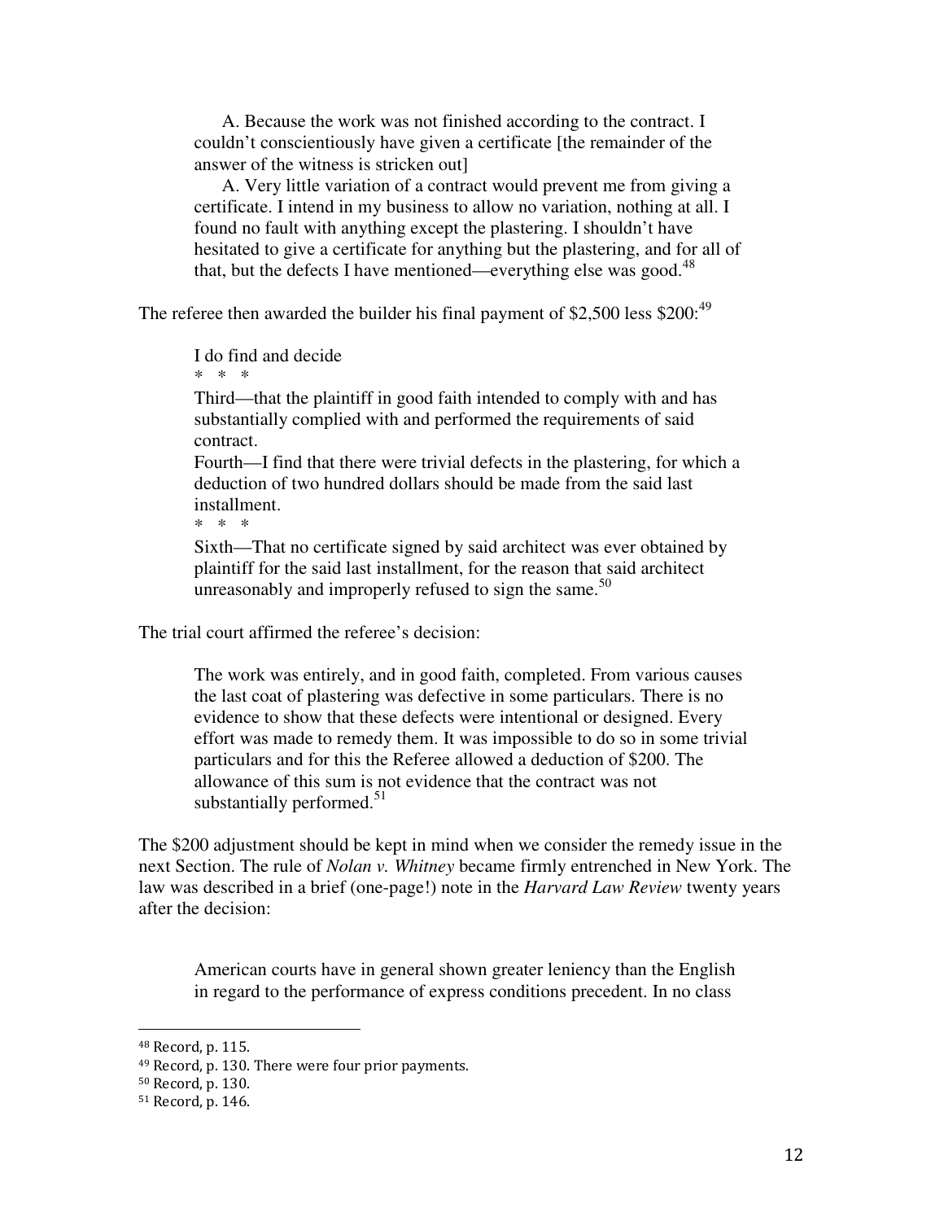> A. Because the work was not finished according to the contract. I couldn't conscientiously have given a certificate [the remainder of the answer of the witness is stricken out]
>
> A. Very little variation of a contract would prevent me from giving a certificate. I intend in my business to allow no variation, nothing at all. I found no fault with anything except the plastering. I shouldn't have hesitated to give a certificate for anything but the plastering, and for all of that, but the defects I have mentioned—everything else was good.[48]

The referee then awarded the builder his final payment of $2,500 less $200:[49]

> I do find and decide
>
> \* \* \*
>
> Third—that the plaintiff in good faith intended to comply with and has substantially complied with and performed the requirements of said contract.
>
> Fourth—I find that there were trivial defects in the plastering, for which a deduction of two hundred dollars should be made from the said last installment.
>
> \* \* \*
>
> Sixth—That no certificate signed by said architect was ever obtained by plaintiff for the said last installment, for the reason that said architect unreasonably and improperly refused to sign the same.[50]

The trial court affirmed the referee's decision:

> The work was entirely, and in good faith, completed. From various causes the last coat of plastering was defective in some particulars. There is no evidence to show that these defects were intentional or designed. Every effort was made to remedy them. It was impossible to do so in some trivial particulars and for this the Referee allowed a deduction of $200. The allowance of this sum is not evidence that the contract was not substantially performed.[51]

The $200 adjustment should be kept in mind when we consider the remedy issue in the next Section. The rule of *Nolan v. Whitney* became firmly entrenched in New York. The law was described in a brief (one-page!) note in the *Harvard Law Review* twenty years after the decision:

> American courts have in general shown greater leniency than the English in regard to the performance of express conditions precedent. In no class

---

[48] Record, p. 115.

[49] Record, p. 130. There were four prior payments.

[50] Record, p. 130.

[51] Record, p. 146.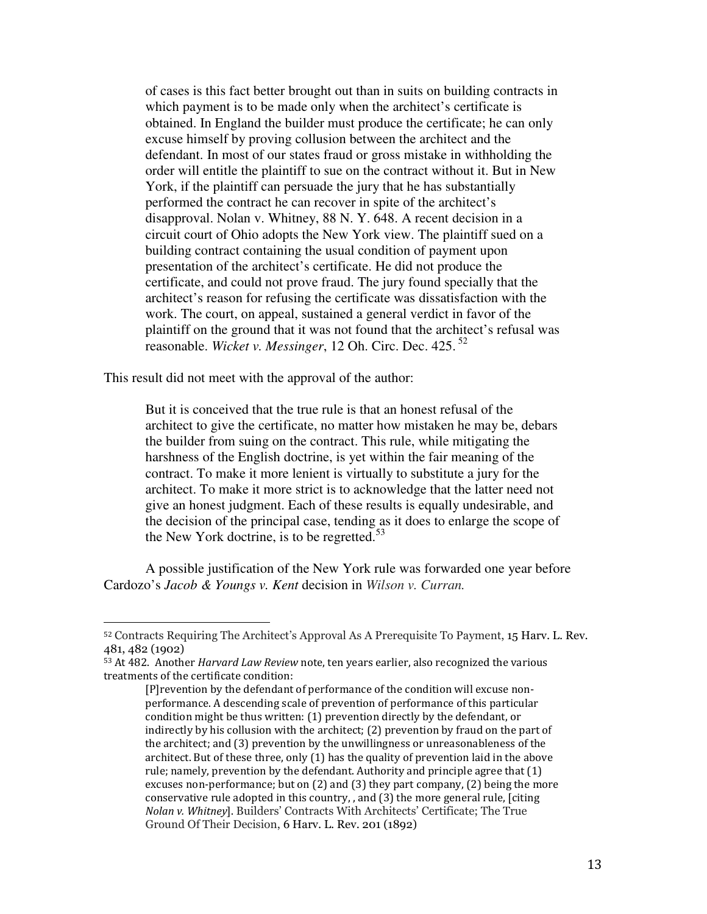> of cases is this fact better brought out than in suits on building contracts in which payment is to be made only when the architect's certificate is obtained. In England the builder must produce the certificate; he can only excuse himself by proving collusion between the architect and the defendant. In most of our states fraud or gross mistake in withholding the order will entitle the plaintiff to sue on the contract without it. But in New York, if the plaintiff can persuade the jury that he has substantially performed the contract he can recover in spite of the architect's disapproval. Nolan v. Whitney, 88 N. Y. 648. A recent decision in a circuit court of Ohio adopts the New York view. The plaintiff sued on a building contract containing the usual condition of payment upon presentation of the architect's certificate. He did not produce the certificate, and could not prove fraud. The jury found specially that the architect's reason for refusing the certificate was dissatisfaction with the work. The court, on appeal, sustained a general verdict in favor of the plaintiff on the ground that it was not found that the architect's refusal was reasonable. *Wicket v. Messinger*, 12 Oh. Circ. Dec. 425.[52]

This result did not meet with the approval of the author:

> But it is conceived that the true rule is that an honest refusal of the architect to give the certificate, no matter how mistaken he may be, debars the builder from suing on the contract. This rule, while mitigating the harshness of the English doctrine, is yet within the fair meaning of the contract. To make it more lenient is virtually to substitute a jury for the architect. To make it more strict is to acknowledge that the latter need not give an honest judgment. Each of these results is equally undesirable, and the decision of the principal case, tending as it does to enlarge the scope of the New York doctrine, is to be regretted.[53]

A possible justification of the New York rule was forwarded one year before Cardozo's *Jacob & Youngs v. Kent* decision in *Wilson v. Curran.*

---

[52] Contracts Requiring The Architect's Approval As A Prerequisite To Payment, 15 Harv. L. Rev. 481, 482 (1902)

[53] At 482. Another *Harvard Law Review* note, ten years earlier, also recognized the various treatments of the certificate condition:

> [P]revention by the defendant of performance of the condition will excuse non-performance. A descending scale of prevention of performance of this particular condition might be thus written: (1) prevention directly by the defendant, or indirectly by his collusion with the architect; (2) prevention by fraud on the part of the architect; and (3) prevention by the unwillingness or unreasonableness of the architect. But of these three, only (1) has the quality of prevention laid in the above rule; namely, prevention by the defendant. Authority and principle agree that (1) excuses non-performance; but on (2) and (3) they part company, (2) being the more conservative rule adopted in this country, , and (3) the more general rule, [citing *Nolan v. Whitney*]. Builders' Contracts With Architects' Certificate; The True Ground Of Their Decision, 6 Harv. L. Rev. 201 (1892)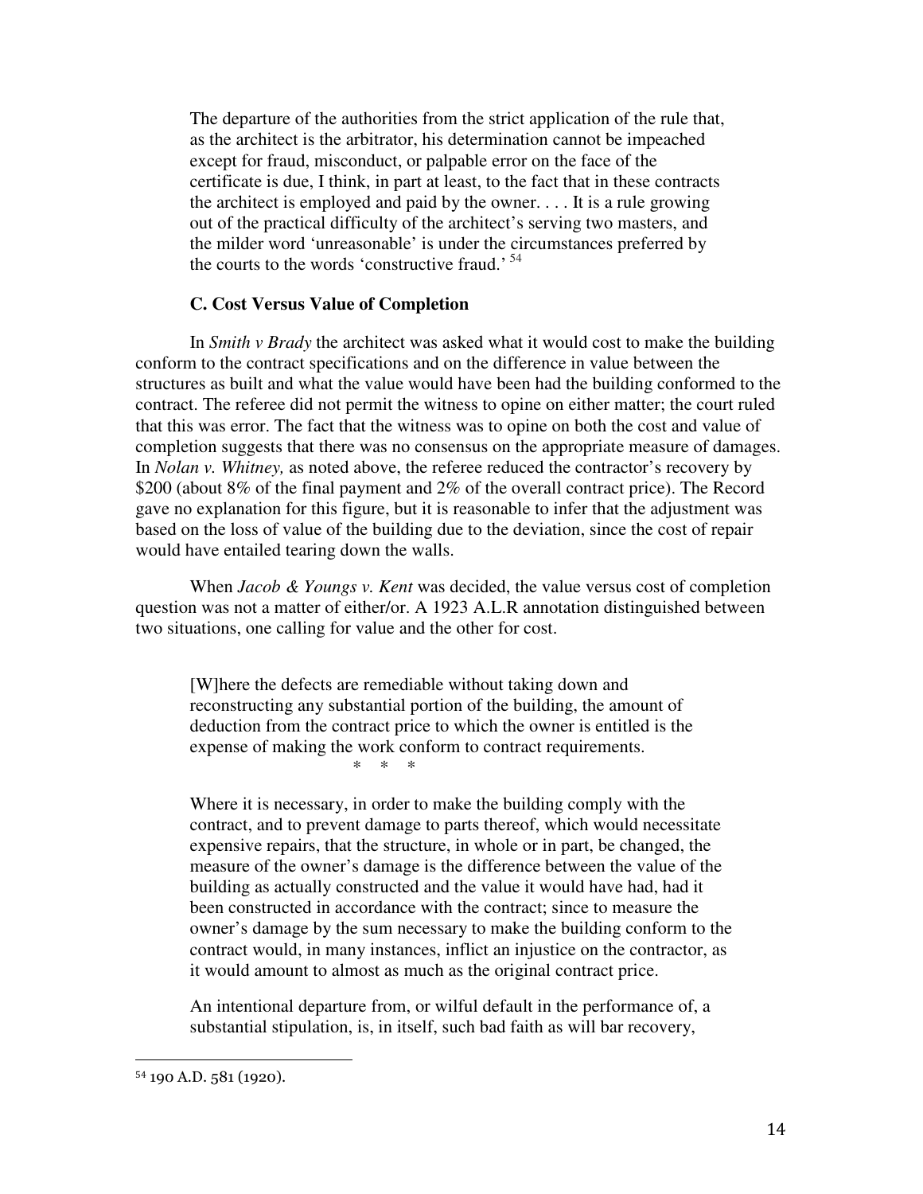> The departure of the authorities from the strict application of the rule that, as the architect is the arbitrator, his determination cannot be impeached except for fraud, misconduct, or palpable error on the face of the certificate is due, I think, in part at least, to the fact that in these contracts the architect is employed and paid by the owner. . . . It is a rule growing out of the practical difficulty of the architect's serving two masters, and the milder word 'unreasonable' is under the circumstances preferred by the courts to the words 'constructive fraud.' [54]

### C. Cost Versus Value of Completion

In *Smith v Brady* the architect was asked what it would cost to make the building conform to the contract specifications and on the difference in value between the structures as built and what the value would have been had the building conformed to the contract. The referee did not permit the witness to opine on either matter; the court ruled that this was error. The fact that the witness was to opine on both the cost and value of completion suggests that there was no consensus on the appropriate measure of damages. In *Nolan v. Whitney,* as noted above, the referee reduced the contractor's recovery by $200 (about 8% of the final payment and 2% of the overall contract price). The Record gave no explanation for this figure, but it is reasonable to infer that the adjustment was based on the loss of value of the building due to the deviation, since the cost of repair would have entailed tearing down the walls.

When *Jacob & Youngs v. Kent* was decided, the value versus cost of completion question was not a matter of either/or. A 1923 A.L.R annotation distinguished between two situations, one calling for value and the other for cost.

> [W]here the defects are remediable without taking down and reconstructing any substantial portion of the building, the amount of deduction from the contract price to which the owner is entitled is the expense of making the work conform to contract requirements.
>
> \* \* \*
>
> Where it is necessary, in order to make the building comply with the contract, and to prevent damage to parts thereof, which would necessitate expensive repairs, that the structure, in whole or in part, be changed, the measure of the owner's damage is the difference between the value of the building as actually constructed and the value it would have had, had it been constructed in accordance with the contract; since to measure the owner's damage by the sum necessary to make the building conform to the contract would, in many instances, inflict an injustice on the contractor, as it would amount to almost as much as the original contract price.
>
> An intentional departure from, or wilful default in the performance of, a substantial stipulation, is, in itself, such bad faith as will bar recovery,

---

[54] 190 A.D. 581 (1920).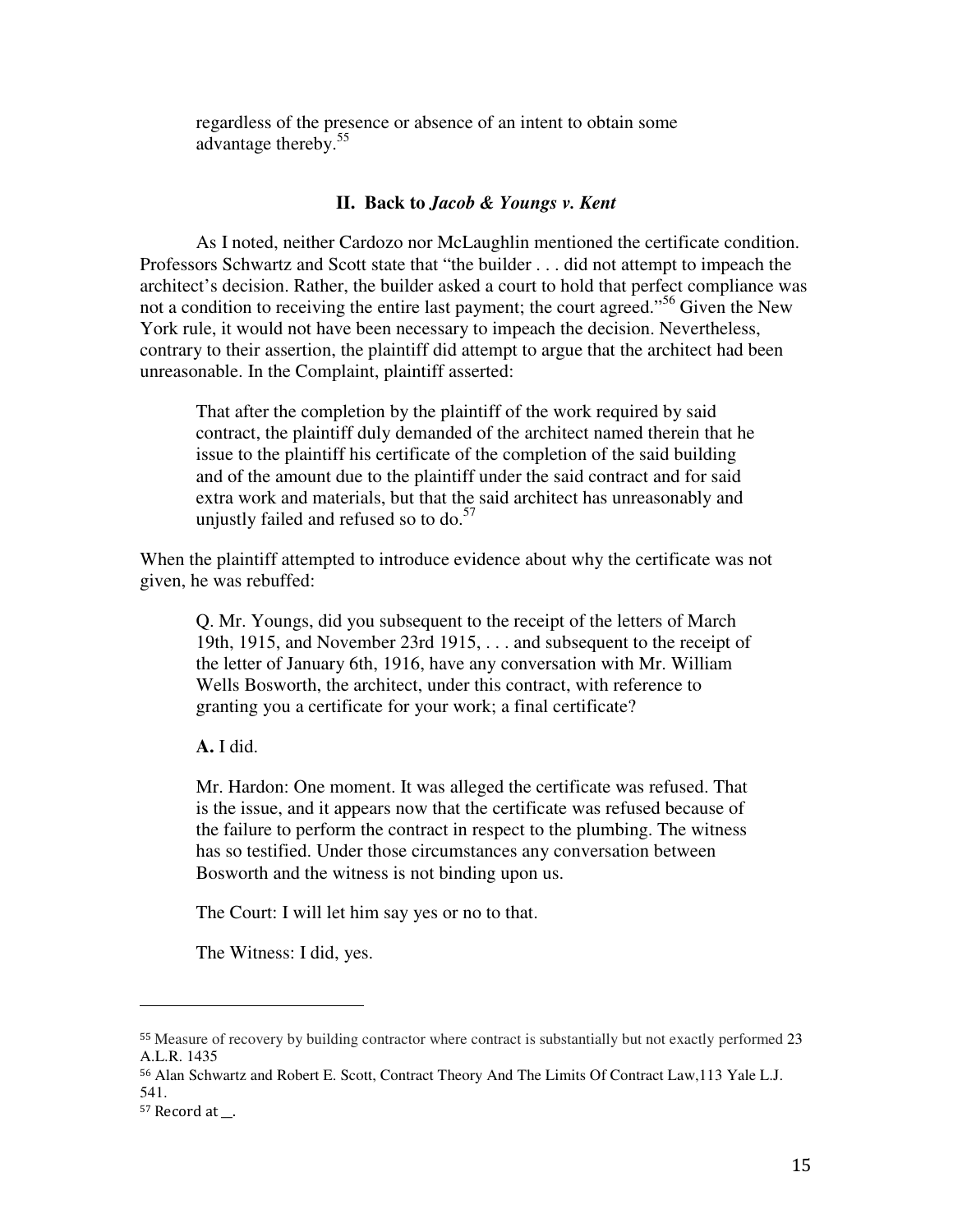> regardless of the presence or absence of an intent to obtain some advantage thereby.[55]

## II. Back to *Jacob & Youngs v. Kent*

As I noted, neither Cardozo nor McLaughlin mentioned the certificate condition. Professors Schwartz and Scott state that "the builder . . . did not attempt to impeach the architect's decision. Rather, the builder asked a court to hold that perfect compliance was not a condition to receiving the entire last payment; the court agreed."[56] Given the New York rule, it would not have been necessary to impeach the decision. Nevertheless, contrary to their assertion, the plaintiff did attempt to argue that the architect had been unreasonable. In the Complaint, plaintiff asserted:

> That after the completion by the plaintiff of the work required by said contract, the plaintiff duly demanded of the architect named therein that he issue to the plaintiff his certificate of the completion of the said building and of the amount due to the plaintiff under the said contract and for said extra work and materials, but that the said architect has unreasonably and unjustly failed and refused so to do.[57]

When the plaintiff attempted to introduce evidence about why the certificate was not given, he was rebuffed:

> Q. Mr. Youngs, did you subsequent to the receipt of the letters of March 19th, 1915, and November 23rd 1915, . . . and subsequent to the receipt of the letter of January 6th, 1916, have any conversation with Mr. William Wells Bosworth, the architect, under this contract, with reference to granting you a certificate for your work; a final certificate?
>
> **A.** I did.
>
> Mr. Hardon: One moment. It was alleged the certificate was refused. That is the issue, and it appears now that the certificate was refused because of the failure to perform the contract in respect to the plumbing. The witness has so testified. Under those circumstances any conversation between Bosworth and the witness is not binding upon us.
>
> The Court: I will let him say yes or no to that.
>
> The Witness: I did, yes.

---

[55] Measure of recovery by building contractor where contract is substantially but not exactly performed 23 A.L.R. 1435

[56] Alan Schwartz and Robert E. Scott, Contract Theory And The Limits Of Contract Law,113 Yale L.J. 541.

[57] Record at __.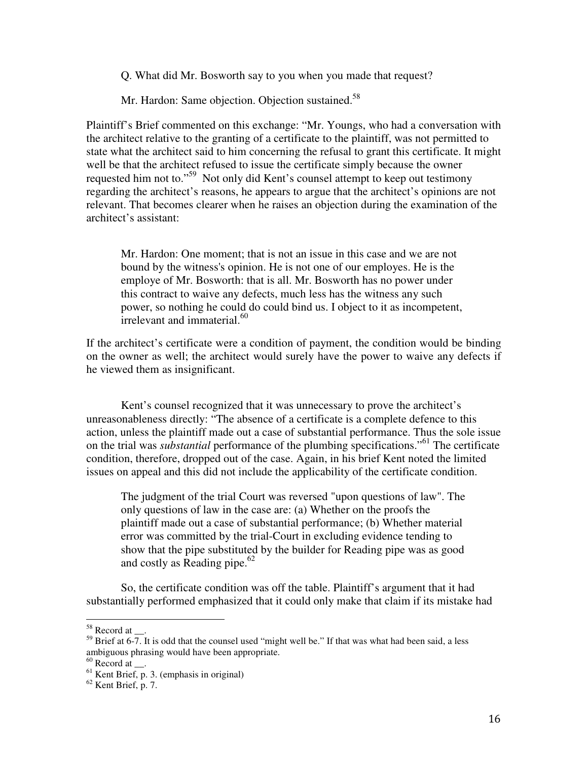Q. What did Mr. Bosworth say to you when you made that request?

Mr. Hardon: Same objection. Objection sustained.[58]

Plaintiff's Brief commented on this exchange: "Mr. Youngs, who had a conversation with the architect relative to the granting of a certificate to the plaintiff, was not permitted to state what the architect said to him concerning the refusal to grant this certificate. It might well be that the architect refused to issue the certificate simply because the owner requested him not to."[59] Not only did Kent's counsel attempt to keep out testimony regarding the architect's reasons, he appears to argue that the architect's opinions are not relevant. That becomes clearer when he raises an objection during the examination of the architect's assistant:

> Mr. Hardon: One moment; that is not an issue in this case and we are not bound by the witness's opinion. He is not one of our employes. He is the employe of Mr. Bosworth: that is all. Mr. Bosworth has no power under this contract to waive any defects, much less has the witness any such power, so nothing he could do could bind us. I object to it as incompetent, irrelevant and immaterial.[60]

If the architect's certificate were a condition of payment, the condition would be binding on the owner as well; the architect would surely have the power to waive any defects if he viewed them as insignificant.

Kent's counsel recognized that it was unnecessary to prove the architect's unreasonableness directly: "The absence of a certificate is a complete defence to this action, unless the plaintiff made out a case of substantial performance. Thus the sole issue on the trial was *substantial* performance of the plumbing specifications."[61] The certificate condition, therefore, dropped out of the case. Again, in his brief Kent noted the limited issues on appeal and this did not include the applicability of the certificate condition.

> The judgment of the trial Court was reversed "upon questions of law". The only questions of law in the case are: (a) Whether on the proofs the plaintiff made out a case of substantial performance; (b) Whether material error was committed by the trial-Court in excluding evidence tending to show that the pipe substituted by the builder for Reading pipe was as good and costly as Reading pipe.[62]

So, the certificate condition was off the table. Plaintiff's argument that it had substantially performed emphasized that it could only make that claim if its mistake had

---

[58] Record at __.

[59] Brief at 6-7. It is odd that the counsel used "might well be." If that was what had been said, a less ambiguous phrasing would have been appropriate.

[60] Record at __.

[61] Kent Brief, p. 3. (emphasis in original)

[62] Kent Brief, p. 7.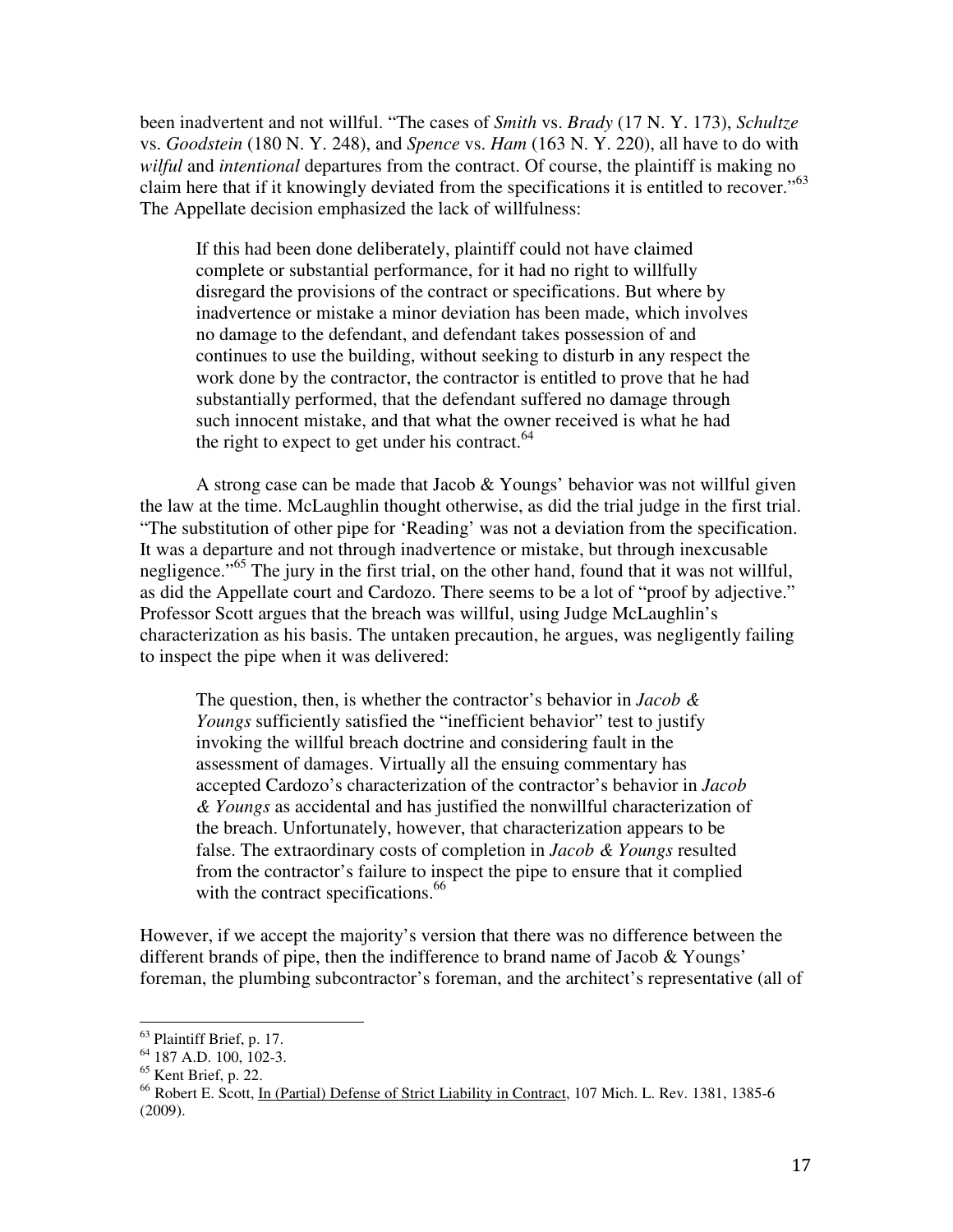been inadvertent and not willful. "The cases of *Smith* vs. *Brady* (17 N. Y. 173), *Schultze* vs. *Goodstein* (180 N. Y. 248), and *Spence* vs. *Ham* (163 N. Y. 220), all have to do with *wilful* and *intentional* departures from the contract. Of course, the plaintiff is making no claim here that if it knowingly deviated from the specifications it is entitled to recover."[63] The Appellate decision emphasized the lack of willfulness:

> If this had been done deliberately, plaintiff could not have claimed complete or substantial performance, for it had no right to willfully disregard the provisions of the contract or specifications. But where by inadvertence or mistake a minor deviation has been made, which involves no damage to the defendant, and defendant takes possession of and continues to use the building, without seeking to disturb in any respect the work done by the contractor, the contractor is entitled to prove that he had substantially performed, that the defendant suffered no damage through such innocent mistake, and that what the owner received is what he had the right to expect to get under his contract.[64]

A strong case can be made that Jacob & Youngs' behavior was not willful given the law at the time. McLaughlin thought otherwise, as did the trial judge in the first trial. "The substitution of other pipe for 'Reading' was not a deviation from the specification. It was a departure and not through inadvertence or mistake, but through inexcusable negligence."[65] The jury in the first trial, on the other hand, found that it was not willful, as did the Appellate court and Cardozo. There seems to be a lot of "proof by adjective." Professor Scott argues that the breach was willful, using Judge McLaughlin's characterization as his basis. The untaken precaution, he argues, was negligently failing to inspect the pipe when it was delivered:

> The question, then, is whether the contractor's behavior in *Jacob & Youngs* sufficiently satisfied the "inefficient behavior" test to justify invoking the willful breach doctrine and considering fault in the assessment of damages. Virtually all the ensuing commentary has accepted Cardozo's characterization of the contractor's behavior in *Jacob & Youngs* as accidental and has justified the nonwillful characterization of the breach. Unfortunately, however, that characterization appears to be false. The extraordinary costs of completion in *Jacob & Youngs* resulted from the contractor's failure to inspect the pipe to ensure that it complied with the contract specifications.[66]

However, if we accept the majority's version that there was no difference between the different brands of pipe, then the indifference to brand name of Jacob & Youngs' foreman, the plumbing subcontractor's foreman, and the architect's representative (all of

---

[63] Plaintiff Brief, p. 17.

[64] 187 A.D. 100, 102-3.

[65] Kent Brief, p. 22.

[66] Robert E. Scott, In (Partial) Defense of Strict Liability in Contract, 107 Mich. L. Rev. 1381, 1385-6 (2009).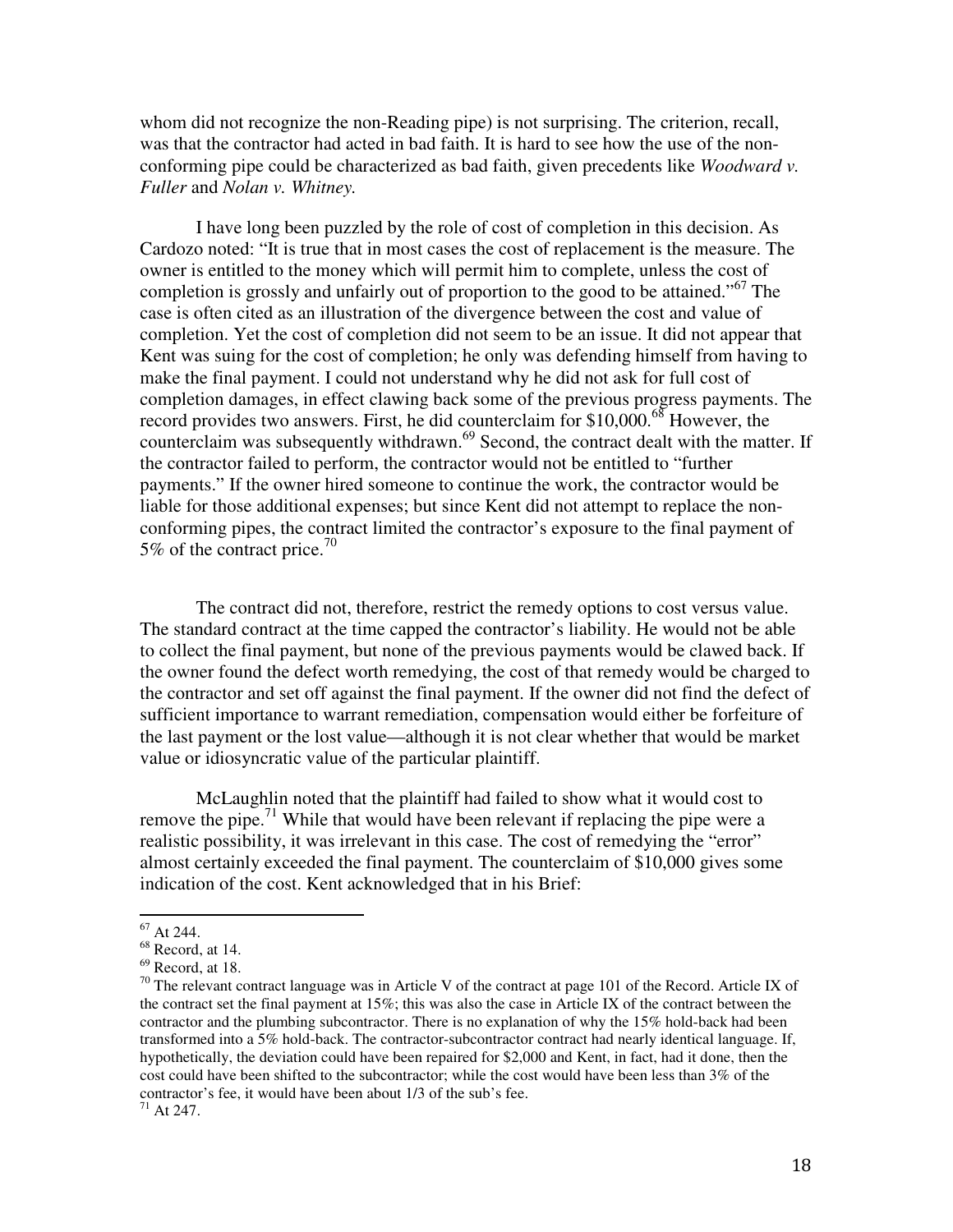whom did not recognize the non-Reading pipe) is not surprising. The criterion, recall, was that the contractor had acted in bad faith. It is hard to see how the use of the non-conforming pipe could be characterized as bad faith, given precedents like *Woodward v. Fuller* and *Nolan v. Whitney.*

I have long been puzzled by the role of cost of completion in this decision. As Cardozo noted: "It is true that in most cases the cost of replacement is the measure. The owner is entitled to the money which will permit him to complete, unless the cost of completion is grossly and unfairly out of proportion to the good to be attained."[67] The case is often cited as an illustration of the divergence between the cost and value of completion. Yet the cost of completion did not seem to be an issue. It did not appear that Kent was suing for the cost of completion; he only was defending himself from having to make the final payment. I could not understand why he did not ask for full cost of completion damages, in effect clawing back some of the previous progress payments. The record provides two answers. First, he did counterclaim for $10,000.[68] However, the counterclaim was subsequently withdrawn.[69] Second, the contract dealt with the matter. If the contractor failed to perform, the contractor would not be entitled to "further payments." If the owner hired someone to continue the work, the contractor would be liable for those additional expenses; but since Kent did not attempt to replace the non-conforming pipes, the contract limited the contractor's exposure to the final payment of 5% of the contract price.[70]

The contract did not, therefore, restrict the remedy options to cost versus value. The standard contract at the time capped the contractor's liability. He would not be able to collect the final payment, but none of the previous payments would be clawed back. If the owner found the defect worth remedying, the cost of that remedy would be charged to the contractor and set off against the final payment. If the owner did not find the defect of sufficient importance to warrant remediation, compensation would either be forfeiture of the last payment or the lost value—although it is not clear whether that would be market value or idiosyncratic value of the particular plaintiff.

McLaughlin noted that the plaintiff had failed to show what it would cost to remove the pipe.[71] While that would have been relevant if replacing the pipe were a realistic possibility, it was irrelevant in this case. The cost of remedying the "error" almost certainly exceeded the final payment. The counterclaim of $10,000 gives some indication of the cost. Kent acknowledged that in his Brief:

---

[67] At 244.

[68] Record, at 14.

[69] Record, at 18.

[70] The relevant contract language was in Article V of the contract at page 101 of the Record. Article IX of the contract set the final payment at 15%; this was also the case in Article IX of the contract between the contractor and the plumbing subcontractor. There is no explanation of why the 15% hold-back had been transformed into a 5% hold-back. The contractor-subcontractor contract had nearly identical language. If, hypothetically, the deviation could have been repaired for $2,000 and Kent, in fact, had it done, then the cost could have been shifted to the subcontractor; while the cost would have been less than 3% of the contractor's fee, it would have been about 1/3 of the sub's fee.

[71] At 247.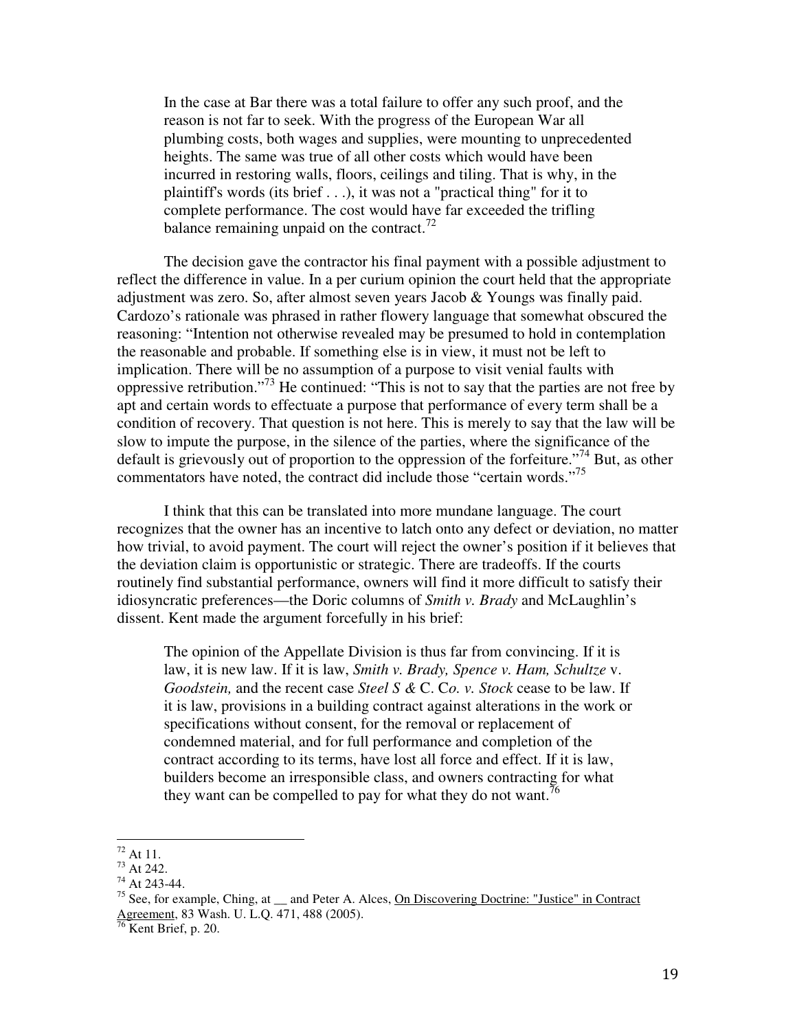> In the case at Bar there was a total failure to offer any such proof, and the reason is not far to seek. With the progress of the European War all plumbing costs, both wages and supplies, were mounting to unprecedented heights. The same was true of all other costs which would have been incurred in restoring walls, floors, ceilings and tiling. That is why, in the plaintiff's words (its brief . . .), it was not a "practical thing" for it to complete performance. The cost would have far exceeded the trifling balance remaining unpaid on the contract.[72]

The decision gave the contractor his final payment with a possible adjustment to reflect the difference in value. In a per curium opinion the court held that the appropriate adjustment was zero. So, after almost seven years Jacob & Youngs was finally paid. Cardozo's rationale was phrased in rather flowery language that somewhat obscured the reasoning: "Intention not otherwise revealed may be presumed to hold in contemplation the reasonable and probable. If something else is in view, it must not be left to implication. There will be no assumption of a purpose to visit venial faults with oppressive retribution."[73] He continued: "This is not to say that the parties are not free by apt and certain words to effectuate a purpose that performance of every term shall be a condition of recovery. That question is not here. This is merely to say that the law will be slow to impute the purpose, in the silence of the parties, where the significance of the default is grievously out of proportion to the oppression of the forfeiture."[74] But, as other commentators have noted, the contract did include those "certain words."[75]

I think that this can be translated into more mundane language. The court recognizes that the owner has an incentive to latch onto any defect or deviation, no matter how trivial, to avoid payment. The court will reject the owner's position if it believes that the deviation claim is opportunistic or strategic. There are tradeoffs. If the courts routinely find substantial performance, owners will find it more difficult to satisfy their idiosyncratic preferences—the Doric columns of *Smith v. Brady* and McLaughlin's dissent. Kent made the argument forcefully in his brief:

> The opinion of the Appellate Division is thus far from convincing. If it is law, it is new law. If it is law, *Smith v. Brady, Spence v. Ham, Schultze* v. *Goodstein,* and the recent case *Steel S &* C. C*o. v. Stock* cease to be law. If it is law, provisions in a building contract against alterations in the work or specifications without consent, for the removal or replacement of condemned material, and for full performance and completion of the contract according to its terms, have lost all force and effect. If it is law, builders become an irresponsible class, and owners contracting for what they want can be compelled to pay for what they do not want.[76]

---

[72] At 11.

[73] At 242.

[74] At 243-44.

[75] See, for example, Ching, at __ and Peter A. Alces, On Discovering Doctrine: "Justice" in Contract Agreement, 83 Wash. U. L.Q. 471, 488 (2005).

[76] Kent Brief, p. 20.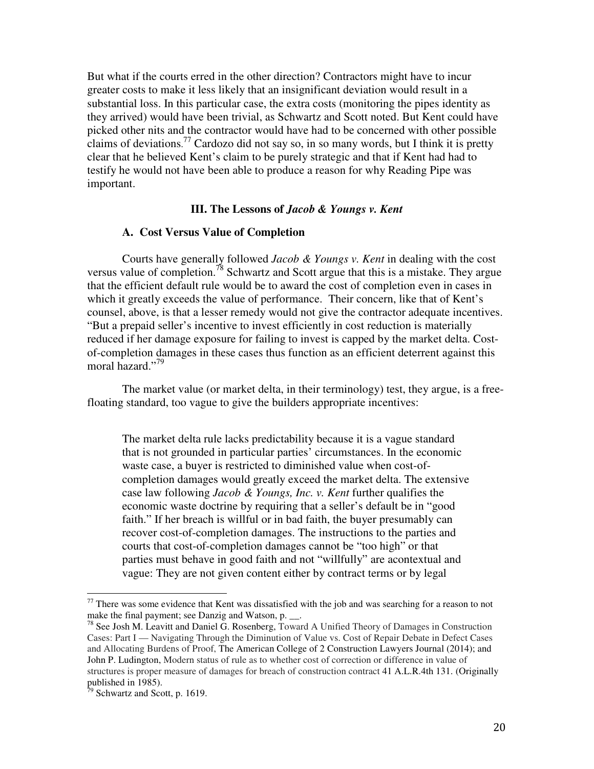But what if the courts erred in the other direction? Contractors might have to incur greater costs to make it less likely that an insignificant deviation would result in a substantial loss. In this particular case, the extra costs (monitoring the pipes identity as they arrived) would have been trivial, as Schwartz and Scott noted. But Kent could have picked other nits and the contractor would have had to be concerned with other possible claims of deviations.[77] Cardozo did not say so, in so many words, but I think it is pretty clear that he believed Kent's claim to be purely strategic and that if Kent had had to testify he would not have been able to produce a reason for why Reading Pipe was important.

## III. The Lessons of *Jacob & Youngs v. Kent*

### A. Cost Versus Value of Completion

Courts have generally followed *Jacob & Youngs v. Kent* in dealing with the cost versus value of completion.[78] Schwartz and Scott argue that this is a mistake. They argue that the efficient default rule would be to award the cost of completion even in cases in which it greatly exceeds the value of performance. Their concern, like that of Kent's counsel, above, is that a lesser remedy would not give the contractor adequate incentives. "But a prepaid seller's incentive to invest efficiently in cost reduction is materially reduced if her damage exposure for failing to invest is capped by the market delta. Cost-of-completion damages in these cases thus function as an efficient deterrent against this moral hazard."[79]

The market value (or market delta, in their terminology) test, they argue, is a free-floating standard, too vague to give the builders appropriate incentives:

> The market delta rule lacks predictability because it is a vague standard that is not grounded in particular parties' circumstances. In the economic waste case, a buyer is restricted to diminished value when cost-of-completion damages would greatly exceed the market delta. The extensive case law following *Jacob & Youngs, Inc. v. Kent* further qualifies the economic waste doctrine by requiring that a seller's default be in "good faith." If her breach is willful or in bad faith, the buyer presumably can recover cost-of-completion damages. The instructions to the parties and courts that cost-of-completion damages cannot be "too high" or that parties must behave in good faith and not "willfully" are acontextual and vague: They are not given content either by contract terms or by legal

---

[77] There was some evidence that Kent was dissatisfied with the job and was searching for a reason to not make the final payment; see Danzig and Watson, p. __.

[78] See Josh M. Leavitt and Daniel G. Rosenberg, Toward A Unified Theory of Damages in Construction Cases: Part I — Navigating Through the Diminution of Value vs. Cost of Repair Debate in Defect Cases and Allocating Burdens of Proof, The American College of 2 Construction Lawyers Journal (2014); and John P. Ludington, Modern status of rule as to whether cost of correction or difference in value of structures is proper measure of damages for breach of construction contract 41 A.L.R.4th 131. (Originally published in 1985).

[79] Schwartz and Scott, p. 1619.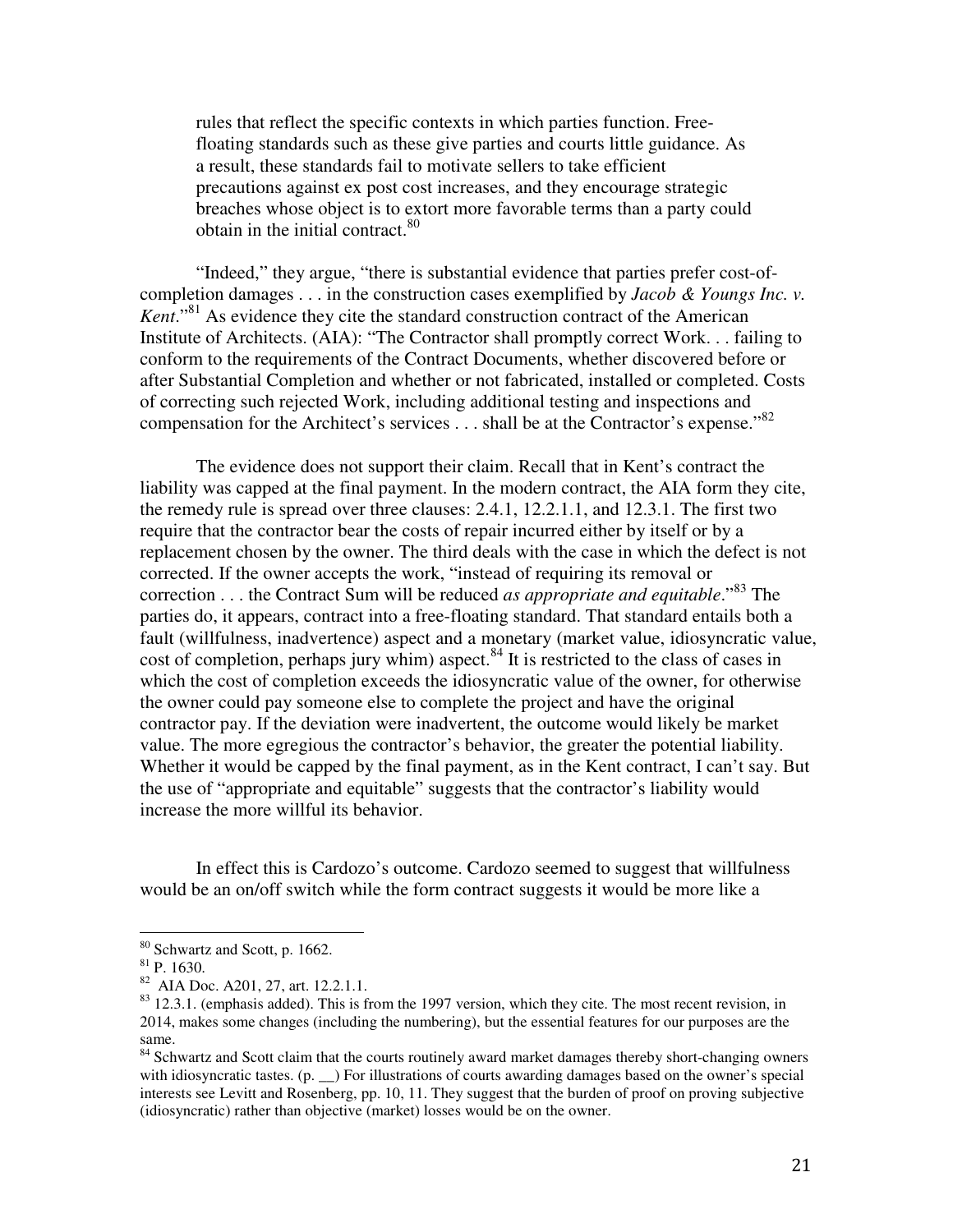> rules that reflect the specific contexts in which parties function. Free-floating standards such as these give parties and courts little guidance. As a result, these standards fail to motivate sellers to take efficient precautions against ex post cost increases, and they encourage strategic breaches whose object is to extort more favorable terms than a party could obtain in the initial contract.[80]

"Indeed," they argue, "there is substantial evidence that parties prefer cost-of-completion damages . . . in the construction cases exemplified by *Jacob & Youngs Inc. v. Kent*."[81] As evidence they cite the standard construction contract of the American Institute of Architects. (AIA): "The Contractor shall promptly correct Work. . . failing to conform to the requirements of the Contract Documents, whether discovered before or after Substantial Completion and whether or not fabricated, installed or completed. Costs of correcting such rejected Work, including additional testing and inspections and compensation for the Architect's services . . . shall be at the Contractor's expense."[82]

The evidence does not support their claim. Recall that in Kent's contract the liability was capped at the final payment. In the modern contract, the AIA form they cite, the remedy rule is spread over three clauses: 2.4.1, 12.2.1.1, and 12.3.1. The first two require that the contractor bear the costs of repair incurred either by itself or by a replacement chosen by the owner. The third deals with the case in which the defect is not corrected. If the owner accepts the work, "instead of requiring its removal or correction . . . the Contract Sum will be reduced *as appropriate and equitable*."[83] The parties do, it appears, contract into a free-floating standard. That standard entails both a fault (willfulness, inadvertence) aspect and a monetary (market value, idiosyncratic value, cost of completion, perhaps jury whim) aspect.[84] It is restricted to the class of cases in which the cost of completion exceeds the idiosyncratic value of the owner, for otherwise the owner could pay someone else to complete the project and have the original contractor pay. If the deviation were inadvertent, the outcome would likely be market value. The more egregious the contractor's behavior, the greater the potential liability. Whether it would be capped by the final payment, as in the Kent contract, I can't say. But the use of "appropriate and equitable" suggests that the contractor's liability would increase the more willful its behavior.

In effect this is Cardozo's outcome. Cardozo seemed to suggest that willfulness would be an on/off switch while the form contract suggests it would be more like a

---

[80] Schwartz and Scott, p. 1662.

[81] P. 1630.

[82] AIA Doc. A201, 27, art. 12.2.1.1.

[83] 12.3.1. (emphasis added). This is from the 1997 version, which they cite. The most recent revision, in 2014, makes some changes (including the numbering), but the essential features for our purposes are the same.

[84] Schwartz and Scott claim that the courts routinely award market damages thereby short-changing owners with idiosyncratic tastes. (p. __) For illustrations of courts awarding damages based on the owner's special interests see Levitt and Rosenberg, pp. 10, 11. They suggest that the burden of proof on proving subjective (idiosyncratic) rather than objective (market) losses would be on the owner.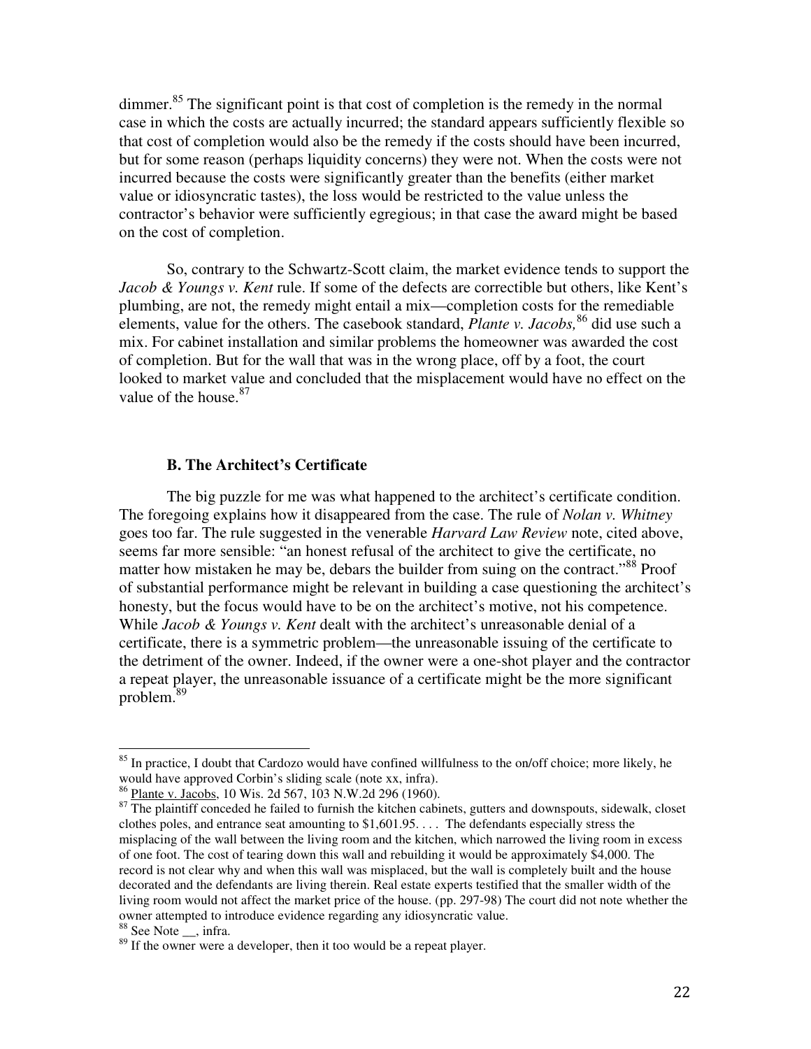dimmer.[85] The significant point is that cost of completion is the remedy in the normal case in which the costs are actually incurred; the standard appears sufficiently flexible so that cost of completion would also be the remedy if the costs should have been incurred, but for some reason (perhaps liquidity concerns) they were not. When the costs were not incurred because the costs were significantly greater than the benefits (either market value or idiosyncratic tastes), the loss would be restricted to the value unless the contractor's behavior were sufficiently egregious; in that case the award might be based on the cost of completion.

So, contrary to the Schwartz-Scott claim, the market evidence tends to support the *Jacob & Youngs v. Kent* rule. If some of the defects are correctible but others, like Kent's plumbing, are not, the remedy might entail a mix—completion costs for the remediable elements, value for the others. The casebook standard, *Plante v. Jacobs,*[86] did use such a mix. For cabinet installation and similar problems the homeowner was awarded the cost of completion. But for the wall that was in the wrong place, off by a foot, the court looked to market value and concluded that the misplacement would have no effect on the value of the house.[87]

### B. The Architect's Certificate

The big puzzle for me was what happened to the architect's certificate condition. The foregoing explains how it disappeared from the case. The rule of *Nolan v. Whitney* goes too far. The rule suggested in the venerable *Harvard Law Review* note, cited above, seems far more sensible: "an honest refusal of the architect to give the certificate, no matter how mistaken he may be, debars the builder from suing on the contract."[88] Proof of substantial performance might be relevant in building a case questioning the architect's honesty, but the focus would have to be on the architect's motive, not his competence. While *Jacob & Youngs v. Kent* dealt with the architect's unreasonable denial of a certificate, there is a symmetric problem—the unreasonable issuing of the certificate to the detriment of the owner. Indeed, if the owner were a one-shot player and the contractor a repeat player, the unreasonable issuance of a certificate might be the more significant problem.[89]

---

[85] In practice, I doubt that Cardozo would have confined willfulness to the on/off choice; more likely, he would have approved Corbin's sliding scale (note xx, infra).

[86] Plante v. Jacobs, 10 Wis. 2d 567, 103 N.W.2d 296 (1960).

[87] The plaintiff conceded he failed to furnish the kitchen cabinets, gutters and downspouts, sidewalk, closet clothes poles, and entrance seat amounting to $1,601.95. . . . The defendants especially stress the misplacing of the wall between the living room and the kitchen, which narrowed the living room in excess of one foot. The cost of tearing down this wall and rebuilding it would be approximately $4,000. The record is not clear why and when this wall was misplaced, but the wall is completely built and the house decorated and the defendants are living therein. Real estate experts testified that the smaller width of the living room would not affect the market price of the house. (pp. 297-98) The court did not note whether the owner attempted to introduce evidence regarding any idiosyncratic value.

[88] See Note __, infra.

[89] If the owner were a developer, then it too would be a repeat player.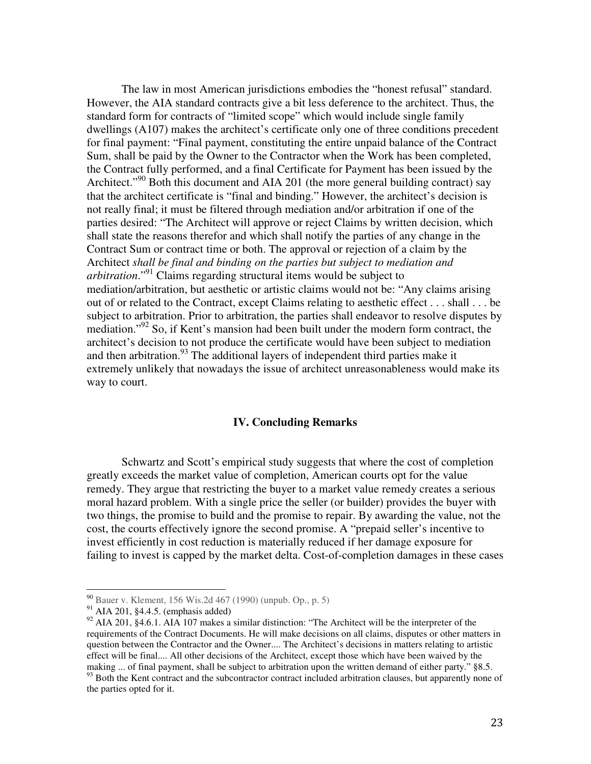The law in most American jurisdictions embodies the "honest refusal" standard. However, the AIA standard contracts give a bit less deference to the architect. Thus, the standard form for contracts of "limited scope" which would include single family dwellings (A107) makes the architect's certificate only one of three conditions precedent for final payment: "Final payment, constituting the entire unpaid balance of the Contract Sum, shall be paid by the Owner to the Contractor when the Work has been completed, the Contract fully performed, and a final Certificate for Payment has been issued by the Architect."[90] Both this document and AIA 201 (the more general building contract) say that the architect certificate is "final and binding." However, the architect's decision is not really final; it must be filtered through mediation and/or arbitration if one of the parties desired: "The Architect will approve or reject Claims by written decision, which shall state the reasons therefor and which shall notify the parties of any change in the Contract Sum or contract time or both. The approval or rejection of a claim by the Architect *shall be final and binding on the parties but subject to mediation and arbitration*."[91] Claims regarding structural items would be subject to mediation/arbitration, but aesthetic or artistic claims would not be: "Any claims arising out of or related to the Contract, except Claims relating to aesthetic effect . . . shall . . . be subject to arbitration. Prior to arbitration, the parties shall endeavor to resolve disputes by mediation."[92] So, if Kent's mansion had been built under the modern form contract, the architect's decision to not produce the certificate would have been subject to mediation and then arbitration.[93] The additional layers of independent third parties make it extremely unlikely that nowadays the issue of architect unreasonableness would make its way to court.

## IV. Concluding Remarks

Schwartz and Scott's empirical study suggests that where the cost of completion greatly exceeds the market value of completion, American courts opt for the value remedy. They argue that restricting the buyer to a market value remedy creates a serious moral hazard problem. With a single price the seller (or builder) provides the buyer with two things, the promise to build and the promise to repair. By awarding the value, not the cost, the courts effectively ignore the second promise. A "prepaid seller's incentive to invest efficiently in cost reduction is materially reduced if her damage exposure for failing to invest is capped by the market delta. Cost-of-completion damages in these cases

---

[90] Bauer v. Klement, 156 Wis.2d 467 (1990) (unpub. Op., p. 5)

[91] AIA 201, §4.4.5. (emphasis added)

[92] AIA 201, §4.6.1. AIA 107 makes a similar distinction: "The Architect will be the interpreter of the requirements of the Contract Documents. He will make decisions on all claims, disputes or other matters in question between the Contractor and the Owner.... The Architect's decisions in matters relating to artistic effect will be final.... All other decisions of the Architect, except those which have been waived by the making ... of final payment, shall be subject to arbitration upon the written demand of either party." §8.5.

[93] Both the Kent contract and the subcontractor contract included arbitration clauses, but apparently none of the parties opted for it.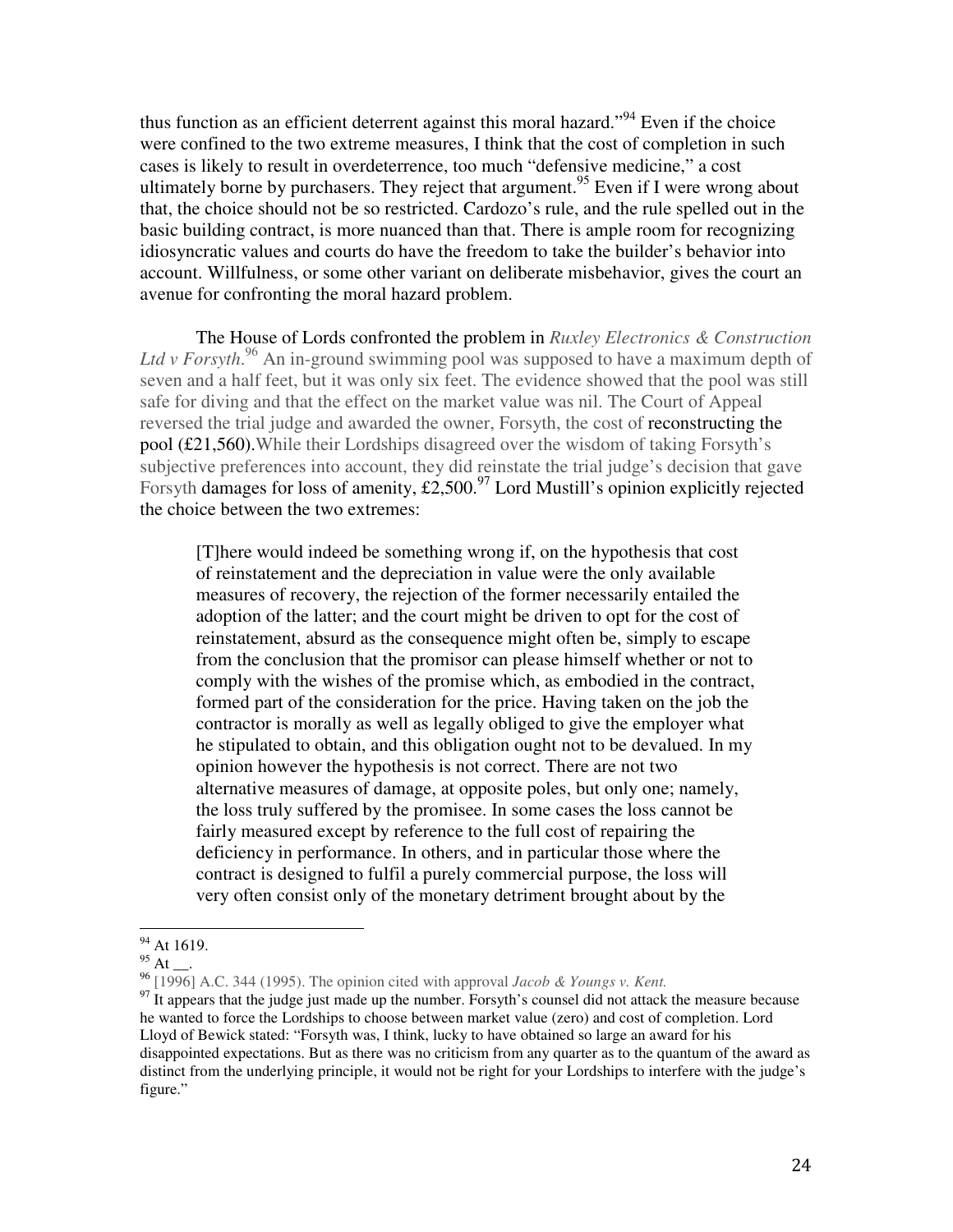thus function as an efficient deterrent against this moral hazard."[94] Even if the choice were confined to the two extreme measures, I think that the cost of completion in such cases is likely to result in overdeterrence, too much "defensive medicine," a cost ultimately borne by purchasers. They reject that argument.[95] Even if I were wrong about that, the choice should not be so restricted. Cardozo's rule, and the rule spelled out in the basic building contract, is more nuanced than that. There is ample room for recognizing idiosyncratic values and courts do have the freedom to take the builder's behavior into account. Willfulness, or some other variant on deliberate misbehavior, gives the court an avenue for confronting the moral hazard problem.

The House of Lords confronted the problem in *Ruxley Electronics & Construction Ltd v Forsyth*.[96] An in-ground swimming pool was supposed to have a maximum depth of seven and a half feet, but it was only six feet. The evidence showed that the pool was still safe for diving and that the effect on the market value was nil. The Court of Appeal reversed the trial judge and awarded the owner, Forsyth, the cost of reconstructing the pool (£21,560). While their Lordships disagreed over the wisdom of taking Forsyth's subjective preferences into account, they did reinstate the trial judge's decision that gave Forsyth damages for loss of amenity, £2,500.[97] Lord Mustill's opinion explicitly rejected the choice between the two extremes:

> [T]here would indeed be something wrong if, on the hypothesis that cost of reinstatement and the depreciation in value were the only available measures of recovery, the rejection of the former necessarily entailed the adoption of the latter; and the court might be driven to opt for the cost of reinstatement, absurd as the consequence might often be, simply to escape from the conclusion that the promisor can please himself whether or not to comply with the wishes of the promise which, as embodied in the contract, formed part of the consideration for the price. Having taken on the job the contractor is morally as well as legally obliged to give the employer what he stipulated to obtain, and this obligation ought not to be devalued. In my opinion however the hypothesis is not correct. There are not two alternative measures of damage, at opposite poles, but only one; namely, the loss truly suffered by the promisee. In some cases the loss cannot be fairly measured except by reference to the full cost of repairing the deficiency in performance. In others, and in particular those where the contract is designed to fulfil a purely commercial purpose, the loss will very often consist only of the monetary detriment brought about by the

---

[94] At 1619.

[95] At __.

[96] [1996] A.C. 344 (1995). The opinion cited with approval *Jacob & Youngs v. Kent.*

[97] It appears that the judge just made up the number. Forsyth's counsel did not attack the measure because he wanted to force the Lordships to choose between market value (zero) and cost of completion. Lord Lloyd of Bewick stated: "Forsyth was, I think, lucky to have obtained so large an award for his disappointed expectations. But as there was no criticism from any quarter as to the quantum of the award as distinct from the underlying principle, it would not be right for your Lordships to interfere with the judge's figure."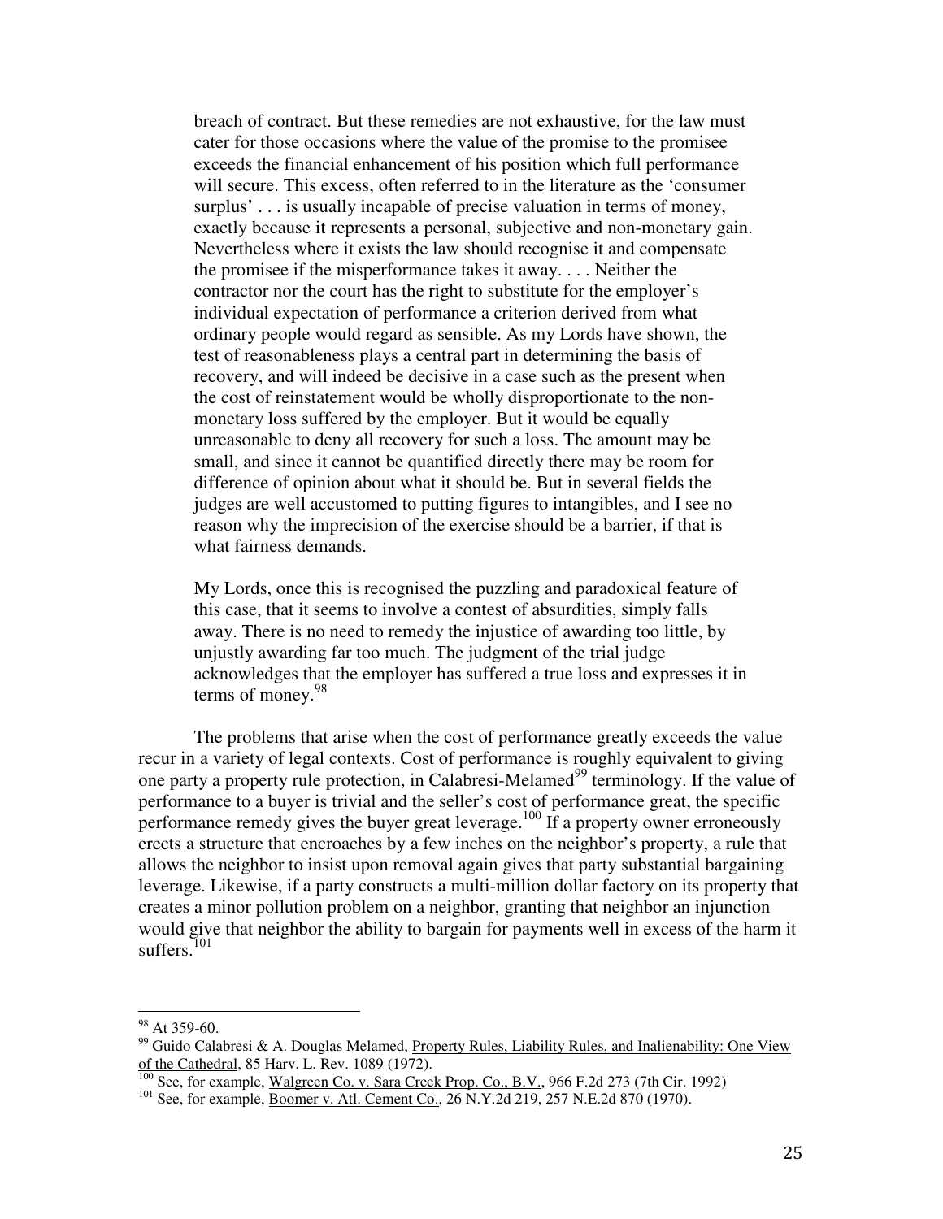> breach of contract. But these remedies are not exhaustive, for the law must cater for those occasions where the value of the promise to the promisee exceeds the financial enhancement of his position which full performance will secure. This excess, often referred to in the literature as the 'consumer surplus' . . . is usually incapable of precise valuation in terms of money, exactly because it represents a personal, subjective and non-monetary gain. Nevertheless where it exists the law should recognise it and compensate the promisee if the misperformance takes it away. . . . Neither the contractor nor the court has the right to substitute for the employer's individual expectation of performance a criterion derived from what ordinary people would regard as sensible. As my Lords have shown, the test of reasonableness plays a central part in determining the basis of recovery, and will indeed be decisive in a case such as the present when the cost of reinstatement would be wholly disproportionate to the non-monetary loss suffered by the employer. But it would be equally unreasonable to deny all recovery for such a loss. The amount may be small, and since it cannot be quantified directly there may be room for difference of opinion about what it should be. But in several fields the judges are well accustomed to putting figures to intangibles, and I see no reason why the imprecision of the exercise should be a barrier, if that is what fairness demands.
>
> My Lords, once this is recognised the puzzling and paradoxical feature of this case, that it seems to involve a contest of absurdities, simply falls away. There is no need to remedy the injustice of awarding too little, by unjustly awarding far too much. The judgment of the trial judge acknowledges that the employer has suffered a true loss and expresses it in terms of money.[98]

The problems that arise when the cost of performance greatly exceeds the value recur in a variety of legal contexts. Cost of performance is roughly equivalent to giving one party a property rule protection, in Calabresi-Melamed[99] terminology. If the value of performance to a buyer is trivial and the seller's cost of performance great, the specific performance remedy gives the buyer great leverage.[100] If a property owner erroneously erects a structure that encroaches by a few inches on the neighbor's property, a rule that allows the neighbor to insist upon removal again gives that party substantial bargaining leverage. Likewise, if a party constructs a multi-million dollar factory on its property that creates a minor pollution problem on a neighbor, granting that neighbor an injunction would give that neighbor the ability to bargain for payments well in excess of the harm it suffers.[101]

---

[98] At 359-60.

[99] Guido Calabresi & A. Douglas Melamed, Property Rules, Liability Rules, and Inalienability: One View of the Cathedral, 85 Harv. L. Rev. 1089 (1972).

[100] See, for example, Walgreen Co. v. Sara Creek Prop. Co., B.V., 966 F.2d 273 (7th Cir. 1992)

[101] See, for example, Boomer v. Atl. Cement Co., 26 N.Y.2d 219, 257 N.E.2d 870 (1970).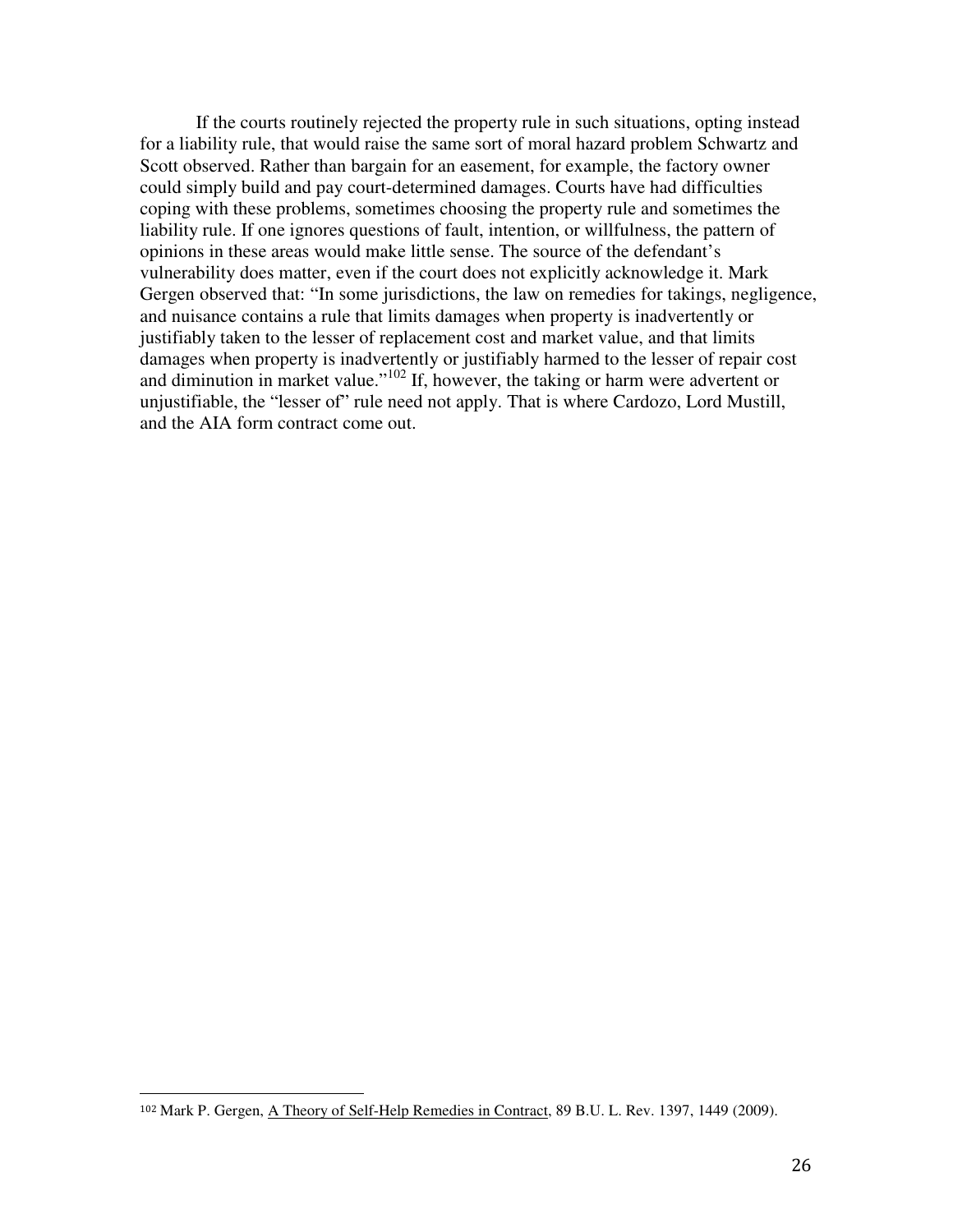If the courts routinely rejected the property rule in such situations, opting instead for a liability rule, that would raise the same sort of moral hazard problem Schwartz and Scott observed. Rather than bargain for an easement, for example, the factory owner could simply build and pay court-determined damages. Courts have had difficulties coping with these problems, sometimes choosing the property rule and sometimes the liability rule. If one ignores questions of fault, intention, or willfulness, the pattern of opinions in these areas would make little sense. The source of the defendant's vulnerability does matter, even if the court does not explicitly acknowledge it. Mark Gergen observed that: "In some jurisdictions, the law on remedies for takings, negligence, and nuisance contains a rule that limits damages when property is inadvertently or justifiably taken to the lesser of replacement cost and market value, and that limits damages when property is inadvertently or justifiably harmed to the lesser of repair cost and diminution in market value."[102] If, however, the taking or harm were advertent or unjustifiable, the "lesser of" rule need not apply. That is where Cardozo, Lord Mustill, and the AIA form contract come out.

---

[102] Mark P. Gergen, A Theory of Self-Help Remedies in Contract, 89 B.U. L. Rev. 1397, 1449 (2009).